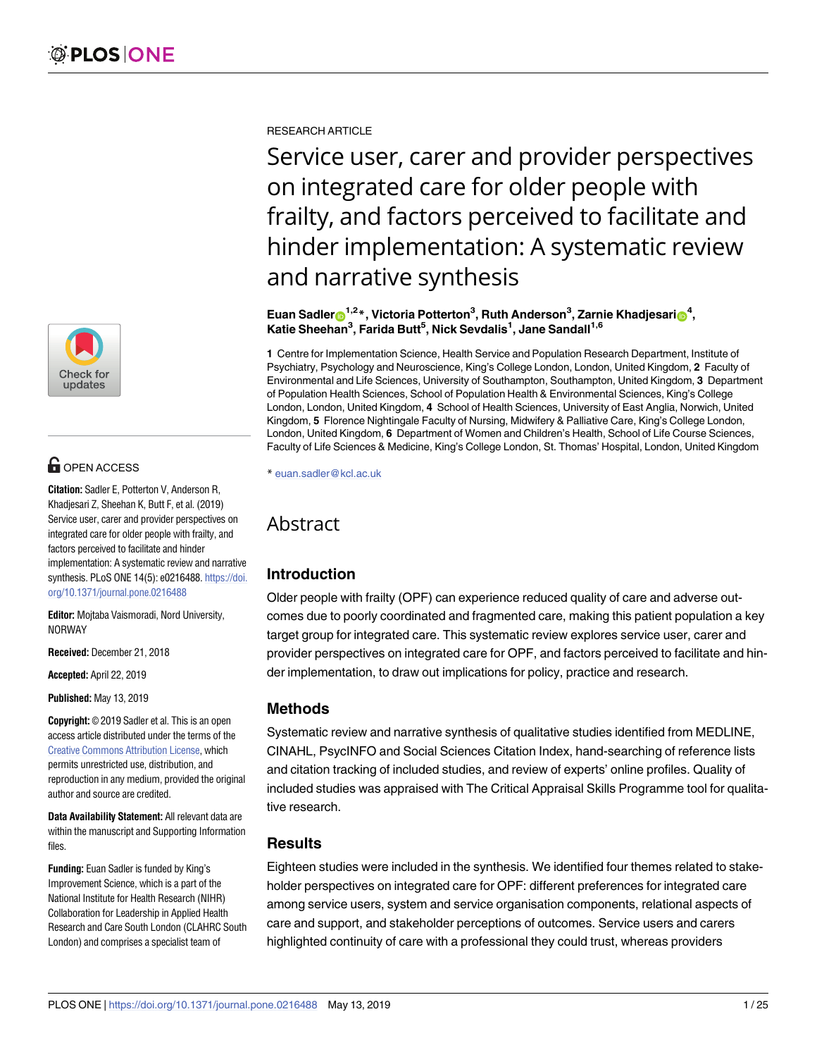RESEARCH ARTICLE

# Service user, carer and provider perspectives on integrated care for older people with frailty, and factors perceived to facilitate and hinder implementation: A systematic review and narrative synthesis

**Euan Sadler[1,2]*, Victoria Potterton[3], Ruth Anderson[3], Zarnie Khadjesari[4], Katie Sheehan[3], Farida Butt[5], Nick Sevdalis[1], Jane Sandall[1,6]**

**1** Centre for Implementation Science, Health Service and Population Research Department, Institute of Psychiatry, Psychology and Neuroscience, King's College London, London, United Kingdom, **2** Faculty of Environmental and Life Sciences, University of Southampton, Southampton, United Kingdom, **3** Department of Population Health Sciences, School of Population Health & Environmental Sciences, King's College London, London, United Kingdom, **4** School of Health Sciences, University of East Anglia, Norwich, United Kingdom, **5** Florence Nightingale Faculty of Nursing, Midwifery & Palliative Care, King's College London, London, United Kingdom, **6** Department of Women and Children's Health, School of Life Course Sciences, Faculty of Life Sciences & Medicine, King's College London, St. Thomas' Hospital, London, United Kingdom

* euan.sadler@kcl.ac.uk

OPEN ACCESS

**Citation:** Sadler E, Potterton V, Anderson R, Khadjesari Z, Sheehan K, Butt F, et al. (2019) Service user, carer and provider perspectives on integrated care for older people with frailty, and factors perceived to facilitate and hinder implementation: A systematic review and narrative synthesis. PLoS ONE 14(5): e0216488. https://doi.org/10.1371/journal.pone.0216488

**Editor:** Mojtaba Vaismoradi, Nord University, NORWAY

**Received:** December 21, 2018

**Accepted:** April 22, 2019

**Published:** May 13, 2019

**Copyright:** © 2019 Sadler et al. This is an open access article distributed under the terms of the Creative Commons Attribution License, which permits unrestricted use, distribution, and reproduction in any medium, provided the original author and source are credited.

**Data Availability Statement:** All relevant data are within the manuscript and Supporting Information files.

**Funding:** Euan Sadler is funded by King's Improvement Science, which is a part of the National Institute for Health Research (NIHR) Collaboration for Leadership in Applied Health Research and Care South London (CLAHRC South London) and comprises a specialist team of

## Abstract

### Introduction

Older people with frailty (OPF) can experience reduced quality of care and adverse outcomes due to poorly coordinated and fragmented care, making this patient population a key target group for integrated care. This systematic review explores service user, carer and provider perspectives on integrated care for OPF, and factors perceived to facilitate and hinder implementation, to draw out implications for policy, practice and research.

### Methods

Systematic review and narrative synthesis of qualitative studies identified from MEDLINE, CINAHL, PsycINFO and Social Sciences Citation Index, hand-searching of reference lists and citation tracking of included studies, and review of experts' online profiles. Quality of included studies was appraised with The Critical Appraisal Skills Programme tool for qualitative research.

### Results

Eighteen studies were included in the synthesis. We identified four themes related to stakeholder perspectives on integrated care for OPF: different preferences for integrated care among service users, system and service organisation components, relational aspects of care and support, and stakeholder perceptions of outcomes. Service users and carers highlighted continuity of care with a professional they could trust, whereas providers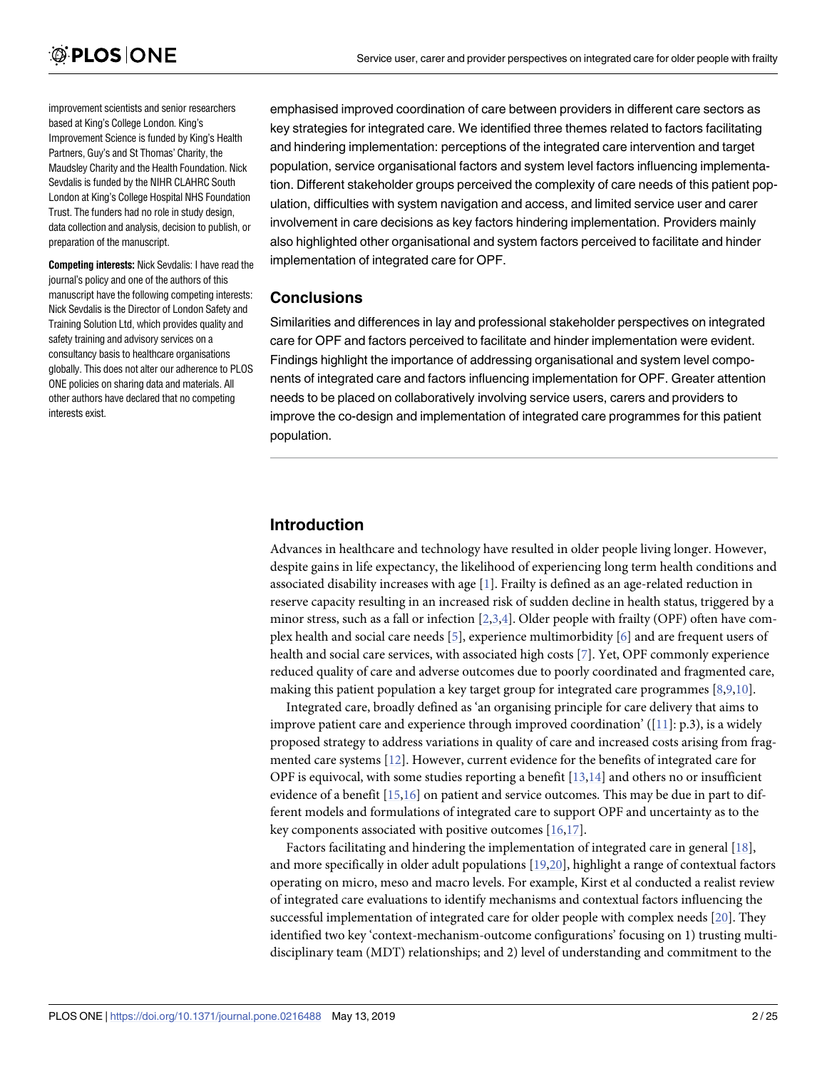improvement scientists and senior researchers based at King's College London. King's Improvement Science is funded by King's Health Partners, Guy's and St Thomas' Charity, the Maudsley Charity and the Health Foundation. Nick Sevdalis is funded by the NIHR CLAHRC South London at King's College Hospital NHS Foundation Trust. The funders had no role in study design, data collection and analysis, decision to publish, or preparation of the manuscript.

**Competing interests:** Nick Sevdalis: I have read the journal's policy and one of the authors of this manuscript have the following competing interests: Nick Sevdalis is the Director of London Safety and Training Solution Ltd, which provides quality and safety training and advisory services on a consultancy basis to healthcare organisations globally. This does not alter our adherence to PLOS ONE policies on sharing data and materials. All other authors have declared that no competing interests exist.

emphasised improved coordination of care between providers in different care sectors as key strategies for integrated care. We identified three themes related to factors facilitating and hindering implementation: perceptions of the integrated care intervention and target population, service organisational factors and system level factors influencing implementation. Different stakeholder groups perceived the complexity of care needs of this patient population, difficulties with system navigation and access, and limited service user and carer involvement in care decisions as key factors hindering implementation. Providers mainly also highlighted other organisational and system factors perceived to facilitate and hinder implementation of integrated care for OPF.

## Conclusions

Similarities and differences in lay and professional stakeholder perspectives on integrated care for OPF and factors perceived to facilitate and hinder implementation were evident. Findings highlight the importance of addressing organisational and system level components of integrated care and factors influencing implementation for OPF. Greater attention needs to be placed on collaboratively involving service users, carers and providers to improve the co-design and implementation of integrated care programmes for this patient population.

## Introduction

Advances in healthcare and technology have resulted in older people living longer. However, despite gains in life expectancy, the likelihood of experiencing long term health conditions and associated disability increases with age [1]. Frailty is defined as an age-related reduction in reserve capacity resulting in an increased risk of sudden decline in health status, triggered by a minor stress, such as a fall or infection [2,3,4]. Older people with frailty (OPF) often have complex health and social care needs [5], experience multimorbidity [6] and are frequent users of health and social care services, with associated high costs [7]. Yet, OPF commonly experience reduced quality of care and adverse outcomes due to poorly coordinated and fragmented care, making this patient population a key target group for integrated care programmes [8,9,10].

Integrated care, broadly defined as 'an organising principle for care delivery that aims to improve patient care and experience through improved coordination' ([11]: p.3), is a widely proposed strategy to address variations in quality of care and increased costs arising from fragmented care systems [12]. However, current evidence for the benefits of integrated care for OPF is equivocal, with some studies reporting a benefit [13,14] and others no or insufficient evidence of a benefit [15,16] on patient and service outcomes. This may be due in part to different models and formulations of integrated care to support OPF and uncertainty as to the key components associated with positive outcomes [16,17].

Factors facilitating and hindering the implementation of integrated care in general [18], and more specifically in older adult populations [19,20], highlight a range of contextual factors operating on micro, meso and macro levels. For example, Kirst et al conducted a realist review of integrated care evaluations to identify mechanisms and contextual factors influencing the successful implementation of integrated care for older people with complex needs [20]. They identified two key 'context-mechanism-outcome configurations' focusing on 1) trusting multidisciplinary team (MDT) relationships; and 2) level of understanding and commitment to the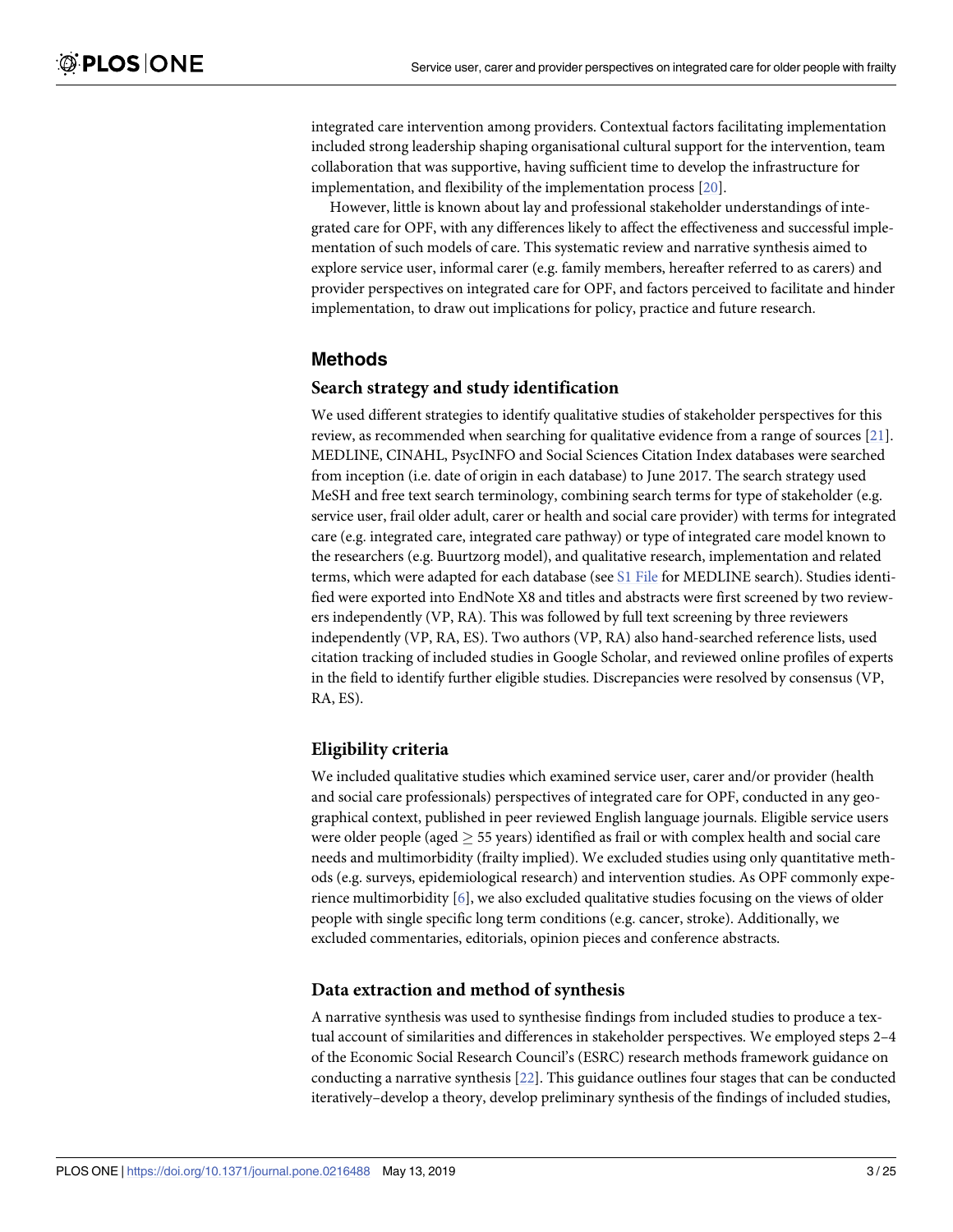integrated care intervention among providers. Contextual factors facilitating implementation included strong leadership shaping organisational cultural support for the intervention, team collaboration that was supportive, having sufficient time to develop the infrastructure for implementation, and flexibility of the implementation process [20].

However, little is known about lay and professional stakeholder understandings of integrated care for OPF, with any differences likely to affect the effectiveness and successful implementation of such models of care. This systematic review and narrative synthesis aimed to explore service user, informal carer (e.g. family members, hereafter referred to as carers) and provider perspectives on integrated care for OPF, and factors perceived to facilitate and hinder implementation, to draw out implications for policy, practice and future research.

## Methods

### Search strategy and study identification

We used different strategies to identify qualitative studies of stakeholder perspectives for this review, as recommended when searching for qualitative evidence from a range of sources [21]. MEDLINE, CINAHL, PsycINFO and Social Sciences Citation Index databases were searched from inception (i.e. date of origin in each database) to June 2017. The search strategy used MeSH and free text search terminology, combining search terms for type of stakeholder (e.g. service user, frail older adult, carer or health and social care provider) with terms for integrated care (e.g. integrated care, integrated care pathway) or type of integrated care model known to the researchers (e.g. Buurtzorg model), and qualitative research, implementation and related terms, which were adapted for each database (see S1 File for MEDLINE search). Studies identified were exported into EndNote X8 and titles and abstracts were first screened by two reviewers independently (VP, RA). This was followed by full text screening by three reviewers independently (VP, RA, ES). Two authors (VP, RA) also hand-searched reference lists, used citation tracking of included studies in Google Scholar, and reviewed online profiles of experts in the field to identify further eligible studies. Discrepancies were resolved by consensus (VP, RA, ES).

### Eligibility criteria

We included qualitative studies which examined service user, carer and/or provider (health and social care professionals) perspectives of integrated care for OPF, conducted in any geographical context, published in peer reviewed English language journals. Eligible service users were older people (aged $\geq$ 55 years) identified as frail or with complex health and social care needs and multimorbidity (frailty implied). We excluded studies using only quantitative methods (e.g. surveys, epidemiological research) and intervention studies. As OPF commonly experience multimorbidity [6], we also excluded qualitative studies focusing on the views of older people with single specific long term conditions (e.g. cancer, stroke). Additionally, we excluded commentaries, editorials, opinion pieces and conference abstracts.

### Data extraction and method of synthesis

A narrative synthesis was used to synthesise findings from included studies to produce a textual account of similarities and differences in stakeholder perspectives. We employed steps 2–4 of the Economic Social Research Council's (ESRC) research methods framework guidance on conducting a narrative synthesis [22]. This guidance outlines four stages that can be conducted iteratively–develop a theory, develop preliminary synthesis of the findings of included studies,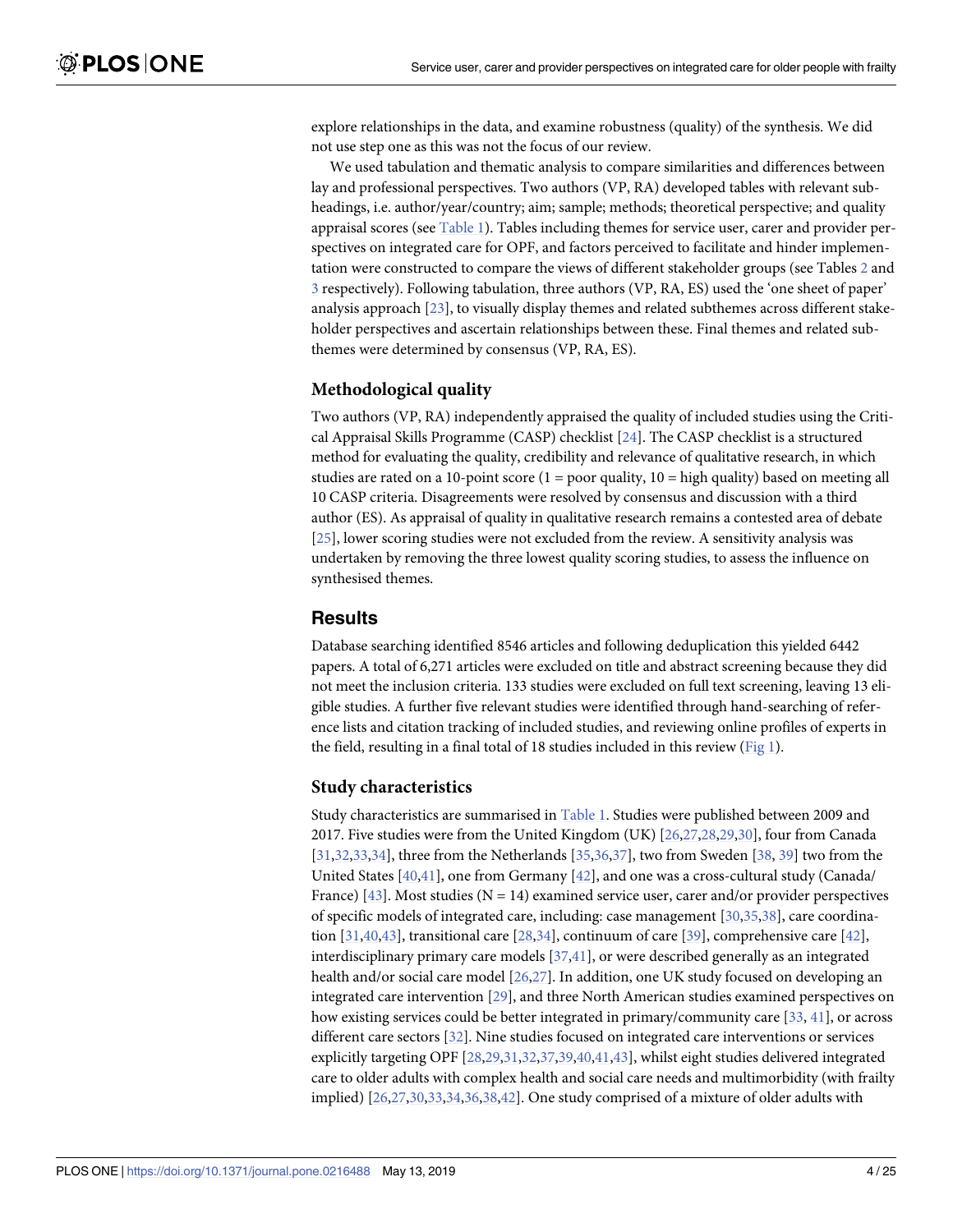explore relationships in the data, and examine robustness (quality) of the synthesis. We did not use step one as this was not the focus of our review.

We used tabulation and thematic analysis to compare similarities and differences between lay and professional perspectives. Two authors (VP, RA) developed tables with relevant subheadings, i.e. author/year/country; aim; sample; methods; theoretical perspective; and quality appraisal scores (see Table 1). Tables including themes for service user, carer and provider perspectives on integrated care for OPF, and factors perceived to facilitate and hinder implementation were constructed to compare the views of different stakeholder groups (see Tables 2 and 3 respectively). Following tabulation, three authors (VP, RA, ES) used the 'one sheet of paper' analysis approach [23], to visually display themes and related subthemes across different stakeholder perspectives and ascertain relationships between these. Final themes and related subthemes were determined by consensus (VP, RA, ES).

### Methodological quality

Two authors (VP, RA) independently appraised the quality of included studies using the Critical Appraisal Skills Programme (CASP) checklist [24]. The CASP checklist is a structured method for evaluating the quality, credibility and relevance of qualitative research, in which studies are rated on a 10-point score (1 = poor quality, 10 = high quality) based on meeting all 10 CASP criteria. Disagreements were resolved by consensus and discussion with a third author (ES). As appraisal of quality in qualitative research remains a contested area of debate [25], lower scoring studies were not excluded from the review. A sensitivity analysis was undertaken by removing the three lowest quality scoring studies, to assess the influence on synthesised themes.

## Results

Database searching identified 8546 articles and following deduplication this yielded 6442 papers. A total of 6,271 articles were excluded on title and abstract screening because they did not meet the inclusion criteria. 133 studies were excluded on full text screening, leaving 13 eligible studies. A further five relevant studies were identified through hand-searching of reference lists and citation tracking of included studies, and reviewing online profiles of experts in the field, resulting in a final total of 18 studies included in this review (Fig 1).

### Study characteristics

Study characteristics are summarised in Table 1. Studies were published between 2009 and 2017. Five studies were from the United Kingdom (UK) [26,27,28,29,30], four from Canada [31,32,33,34], three from the Netherlands [35,36,37], two from Sweden [38, 39] two from the United States [40,41], one from Germany [42], and one was a cross-cultural study (Canada/France) [43]. Most studies (N = 14) examined service user, carer and/or provider perspectives of specific models of integrated care, including: case management [30,35,38], care coordination [31,40,43], transitional care [28,34], continuum of care [39], comprehensive care [42], interdisciplinary primary care models [37,41], or were described generally as an integrated health and/or social care model [26,27]. In addition, one UK study focused on developing an integrated care intervention [29], and three North American studies examined perspectives on how existing services could be better integrated in primary/community care [33, 41], or across different care sectors [32]. Nine studies focused on integrated care interventions or services explicitly targeting OPF [28,29,31,32,37,39,40,41,43], whilst eight studies delivered integrated care to older adults with complex health and social care needs and multimorbidity (with frailty implied) [26,27,30,33,34,36,38,42]. One study comprised of a mixture of older adults with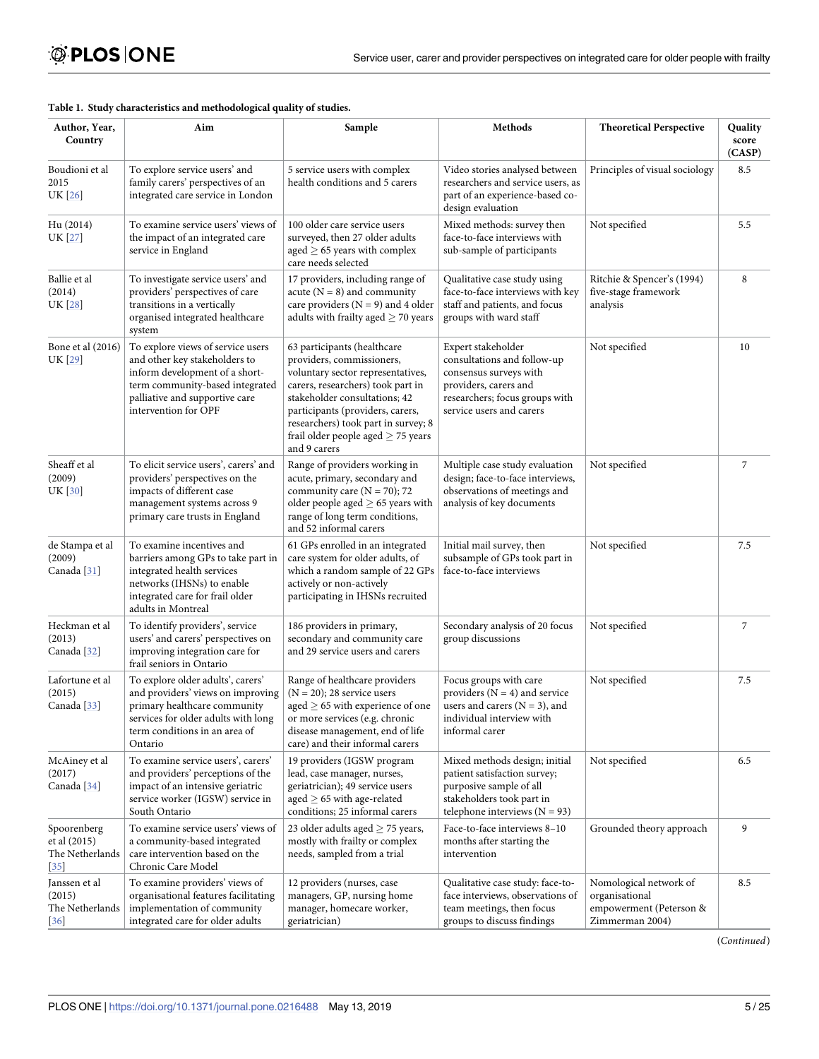**Table 1. Study characteristics and methodological quality of studies.**

| Author, Year, Country | Aim | Sample | Methods | Theoretical Perspective | Quality score (CASP) |
|---|---|---|---|---|---|
| Boudioni et al 2015 UK [26] | To explore service users' and family carers' perspectives of an integrated care service in London | 5 service users with complex health conditions and 5 carers | Video stories analysed between researchers and service users, as part of an experience-based co-design evaluation | Principles of visual sociology | 8.5 |
| Hu (2014) UK [27] | To examine service users' views of the impact of an integrated care service in England | 100 older care service users surveyed, then 27 older adults aged ≥ 65 years with complex care needs selected | Mixed methods: survey then face-to-face interviews with sub-sample of participants | Not specified | 5.5 |
| Ballie et al (2014) UK [28] | To investigate service users' and providers' perspectives of care transitions in a vertically organised integrated healthcare system | 17 providers, including range of acute (N = 8) and community care providers (N = 9) and 4 older adults with frailty aged ≥ 70 years | Qualitative case study using face-to-face interviews with key staff and patients, and focus groups with ward staff | Ritchie & Spencer's (1994) five-stage framework analysis | 8 |
| Bone et al (2016) UK [29] | To explore views of service users and other key stakeholders to inform development of a short-term community-based integrated palliative and supportive care intervention for OPF | 63 participants (healthcare providers, commissioners, voluntary sector representatives, carers, researchers) took part in stakeholder consultations; 42 participants (providers, carers, researchers) took part in survey; 8 frail older people aged ≥ 75 years and 9 carers | Expert stakeholder consultations and follow-up consensus surveys with providers, carers and researchers; focus groups with service users and carers | Not specified | 10 |
| Sheaff et al (2009) UK [30] | To elicit service users', carers' and providers' perspectives on the impacts of different case management systems across 9 primary care trusts in England | Range of providers working in acute, primary, secondary and community care (N = 70); 72 older people aged ≥ 65 years with range of long term conditions, and 52 informal carers | Multiple case study evaluation design; face-to-face interviews, observations of meetings and analysis of key documents | Not specified | 7 |
| de Stampa et al (2009) Canada [31] | To examine incentives and barriers among GPs to take part in integrated health services networks (IHSNs) to enable integrated care for frail older adults in Montreal | 61 GPs enrolled in an integrated care system for older adults, of which a random sample of 22 GPs actively or non-actively participating in IHSNs recruited | Initial mail survey, then subsample of GPs took part in face-to-face interviews | Not specified | 7.5 |
| Heckman et al (2013) Canada [32] | To identify providers', service users' and carers' perspectives on improving integration care for frail seniors in Ontario | 186 providers in primary, secondary and community care and 29 service users and carers | Secondary analysis of 20 focus group discussions | Not specified | 7 |
| Lafortune et al (2015) Canada [33] | To explore older adults', carers' and providers' views on improving primary healthcare community services for older adults with long term conditions in an area of Ontario | Range of healthcare providers (N = 20); 28 service users aged ≥ 65 with experience of one or more services (e.g. chronic disease management, end of life care) and their informal carers | Focus groups with care providers (N = 4) and service users and carers (N = 3), and individual interview with informal carer | Not specified | 7.5 |
| McAiney et al (2017) Canada [34] | To examine service users', carers' and providers' perceptions of the impact of an intensive geriatric service worker (IGSW) service in South Ontario | 19 providers (IGSW program lead, case manager, nurses, geriatrician); 49 service users aged ≥ 65 with age-related conditions; 25 informal carers | Mixed methods design; initial patient satisfaction survey; purposive sample of all stakeholders took part in telephone interviews (N = 93) | Not specified | 6.5 |
| Spoorenberg et al (2015) The Netherlands [35] | To examine service users' views of a community-based integrated care intervention based on the Chronic Care Model | 23 older adults aged ≥ 75 years, mostly with frailty or complex needs, sampled from a trial | Face-to-face interviews 8–10 months after starting the intervention | Grounded theory approach | 9 |
| Janssen et al (2015) The Netherlands [36] | To examine providers' views of organisational features facilitating implementation of community integrated care for older adults | 12 providers (nurses, case managers, GP, nursing home manager, homecare worker, geriatrician) | Qualitative case study: face-to-face interviews, observations of team meetings, then focus groups to discuss findings | Nomological network of organisational empowerment (Peterson & Zimmerman 2004) | 8.5 |

(*Continued*)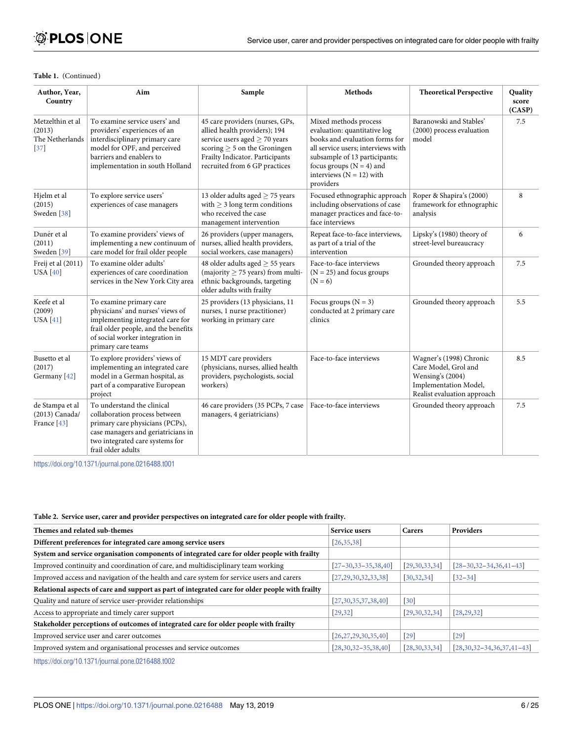**Table 1.** (Continued)

| Author, Year, Country | Aim | Sample | Methods | Theoretical Perspective | Quality score (CASP) |
|---|---|---|---|---|---|
| Metzelthin et al (2013) The Netherlands [37] | To examine service users' and providers' experiences of an interdisciplinary primary care model for OPF, and perceived barriers and enablers to implementation in south Holland | 45 care providers (nurses, GPs, allied health providers); 194 service users aged ≥ 70 years scoring ≥ 5 on the Groningen Frailty Indicator. Participants recruited from 6 GP practices | Mixed methods process evaluation: quantitative log books and evaluation forms for all service users; interviews with subsample of 13 participants; focus groups (N = 4) and interviews (N = 12) with providers | Baranowski and Stables' (2000) process evaluation model | 7.5 |
| Hjelm et al (2015) Sweden [38] | To explore service users' experiences of case managers | 13 older adults aged ≥ 75 years with ≥ 3 long term conditions who received the case management intervention | Focused ethnographic approach including observations of case manager practices and face-to-face interviews | Roper & Shapira's (2000) framework for ethnographic analysis | 8 |
| Dunér et al (2011) Sweden [39] | To examine providers' views of implementing a new continuum of care model for frail older people | 26 providers (upper managers, nurses, allied health providers, social workers, case managers) | Repeat face-to-face interviews, as part of a trial of the intervention | Lipsky's (1980) theory of street-level bureaucracy | 6 |
| Freij et al (2011) USA [40] | To examine older adults' experiences of care coordination services in the New York City area | 48 older adults aged ≥ 55 years (majority ≥ 75 years) from multi-ethnic backgrounds, targeting older adults with frailty | Face-to-face interviews (N = 25) and focus groups (N = 6) | Grounded theory approach | 7.5 |
| Keefe et al (2009) USA [41] | To examine primary care physicians' and nurses' views of implementing integrated care for frail older people, and the benefits of social worker integration in primary care teams | 25 providers (13 physicians, 11 nurses, 1 nurse practitioner) working in primary care | Focus groups (N = 3) conducted at 2 primary care clinics | Grounded theory approach | 5.5 |
| Busetto et al (2017) Germany [42] | To explore providers' views of implementing an integrated care model in a German hospital, as part of a comparative European project | 15 MDT care providers (physicians, nurses, allied health providers, psychologists, social workers) | Face-to-face interviews | Wagner's (1998) Chronic Care Model, Grol and Wensing's (2004) Implementation Model, Realist evaluation approach | 8.5 |
| de Stampa et al (2013) Canada/ France [43] | To understand the clinical collaboration process between primary care physicians (PCPs), case managers and geriatricians in two integrated care systems for frail older adults | 46 care providers (35 PCPs, 7 case managers, 4 geriatricians) | Face-to-face interviews | Grounded theory approach | 7.5 |

https://doi.org/10.1371/journal.pone.0216488.t001

**Table 2. Service user, carer and provider perspectives on integrated care for older people with frailty.**

| Themes and related sub-themes | Service users | Carers | Providers |
|---|---|---|---|
| **Different preferences for integrated care among service users** | [26,35,38] | | |
| **System and service organisation components of integrated care for older people with frailty** | | | |
| Improved continuity and coordination of care, and multidisciplinary team working | [27–30,33–35,38,40] | [29,30,33,34] | [28–30,32–34,36,41–43] |
| Improved access and navigation of the health and care system for service users and carers | [27,29,30,32,33,38] | [30,32,34] | [32–34] |
| **Relational aspects of care and support as part of integrated care for older people with frailty** | | | |
| Quality and nature of service user-provider relationships | [27,30,35,37,38,40] | [30] | |
| Access to appropriate and timely carer support | [29,32] | [29,30,32,34] | [28,29,32] |
| **Stakeholder perceptions of outcomes of integrated care for older people with frailty** | | | |
| Improved service user and carer outcomes | [26,27,29,30,35,40] | [29] | [29] |
| Improved system and organisational processes and service outcomes | [28,30,32–35,38,40] | [28,30,33,34] | [28,30,32–34,36,37,41–43] |

https://doi.org/10.1371/journal.pone.0216488.t002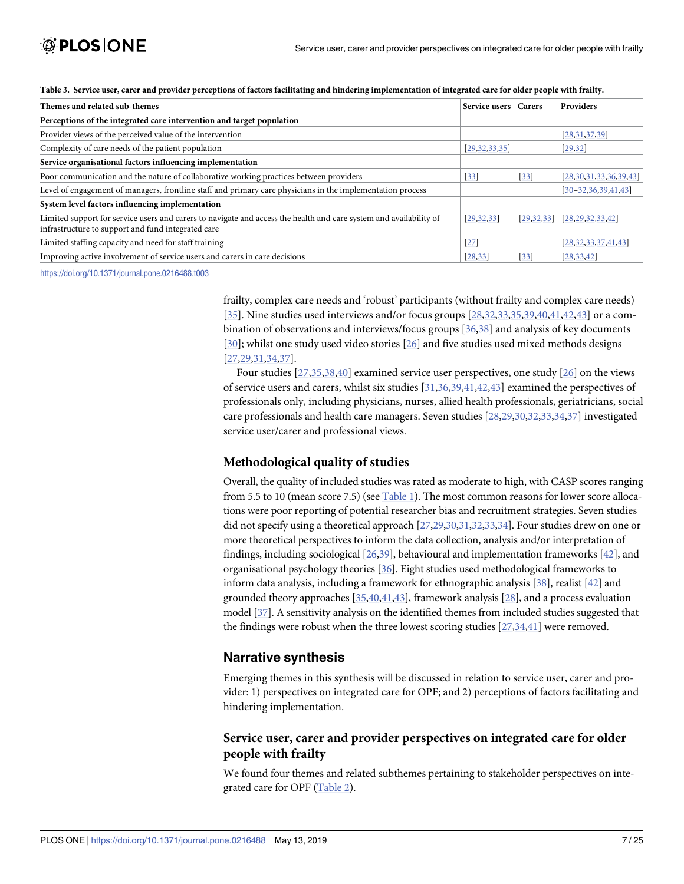**Table 3. Service user, carer and provider perceptions of factors facilitating and hindering implementation of integrated care for older people with frailty.**

| Themes and related sub-themes | Service users | Carers | Providers |
|---|---|---|---|
| **Perceptions of the integrated care intervention and target population** | | | |
| Provider views of the perceived value of the intervention | | | [28,31,37,39] |
| Complexity of care needs of the patient population | [29,32,33,35] | | [29,32] |
| **Service organisational factors influencing implementation** | | | |
| Poor communication and the nature of collaborative working practices between providers | [33] | [33] | [28,30,31,33,36,39,43] |
| Level of engagement of managers, frontline staff and primary care physicians in the implementation process | | | [30–32,36,39,41,43] |
| **System level factors influencing implementation** | | | |
| Limited support for service users and carers to navigate and access the health and care system and availability of infrastructure to support and fund integrated care | [29,32,33] | [29,32,33] | [28,29,32,33,42] |
| Limited staffing capacity and need for staff training | [27] | | [28,32,33,37,41,43] |
| Improving active involvement of service users and carers in care decisions | [28,33] | [33] | [28,33,42] |

https://doi.org/10.1371/journal.pone.0216488.t003

frailty, complex care needs and 'robust' participants (without frailty and complex care needs) [35]. Nine studies used interviews and/or focus groups [28,32,33,35,39,40,41,42,43] or a combination of observations and interviews/focus groups [36,38] and analysis of key documents [30]; whilst one study used video stories [26] and five studies used mixed methods designs [27,29,31,34,37].

Four studies [27,35,38,40] examined service user perspectives, one study [26] on the views of service users and carers, whilst six studies [31,36,39,41,42,43] examined the perspectives of professionals only, including physicians, nurses, allied health professionals, geriatricians, social care professionals and health care managers. Seven studies [28,29,30,32,33,34,37] investigated service user/carer and professional views.

## Methodological quality of studies

Overall, the quality of included studies was rated as moderate to high, with CASP scores ranging from 5.5 to 10 (mean score 7.5) (see Table 1). The most common reasons for lower score allocations were poor reporting of potential researcher bias and recruitment strategies. Seven studies did not specify using a theoretical approach [27,29,30,31,32,33,34]. Four studies drew on one or more theoretical perspectives to inform the data collection, analysis and/or interpretation of findings, including sociological [26,39], behavioural and implementation frameworks [42], and organisational psychology theories [36]. Eight studies used methodological frameworks to inform data analysis, including a framework for ethnographic analysis [38], realist [42] and grounded theory approaches [35,40,41,43], framework analysis [28], and a process evaluation model [37]. A sensitivity analysis on the identified themes from included studies suggested that the findings were robust when the three lowest scoring studies [27,34,41] were removed.

## Narrative synthesis

Emerging themes in this synthesis will be discussed in relation to service user, carer and provider: 1) perspectives on integrated care for OPF; and 2) perceptions of factors facilitating and hindering implementation.

### Service user, carer and provider perspectives on integrated care for older people with frailty

We found four themes and related subthemes pertaining to stakeholder perspectives on integrated care for OPF (Table 2).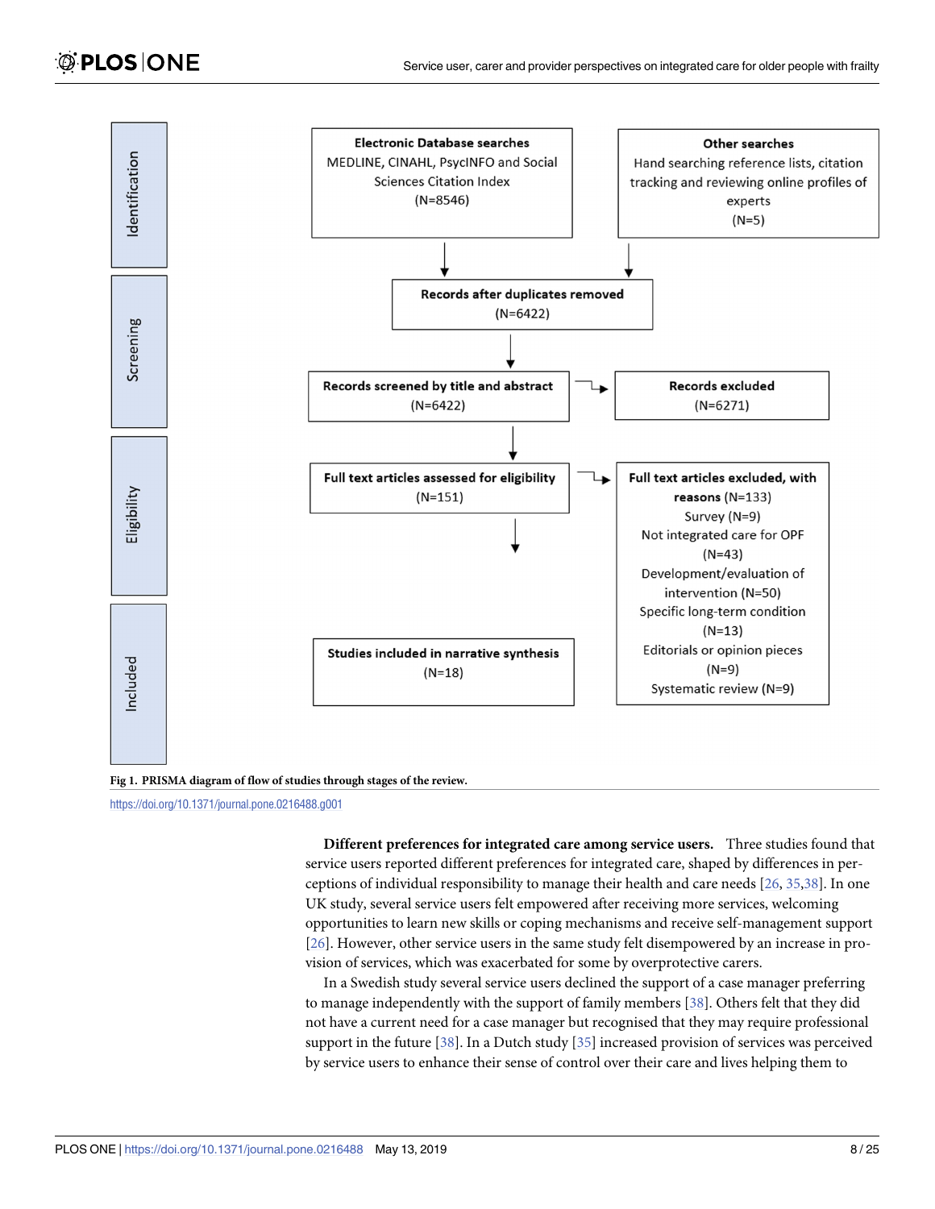**Identification**

**Electronic Database searches**
MEDLINE, CINAHL, PsycINFO and Social Sciences Citation Index
(N=8546)

**Other searches**
Hand searching reference lists, citation tracking and reviewing online profiles of experts
(N=5)

**Screening**

**Records after duplicates removed**
(N=6422)

**Records screened by title and abstract**
(N=6422)

**Records excluded**
(N=6271)

**Eligibility**

**Full text articles assessed for eligibility**
(N=151)

**Full text articles excluded, with reasons** (N=133)
Survey (N=9)
Not integrated care for OPF (N=43)
Development/evaluation of intervention (N=50)
Specific long-term condition (N=13)
Editorials or opinion pieces (N=9)
Systematic review (N=9)

**Included**

**Studies included in narrative synthesis**
(N=18)

**Fig 1. PRISMA diagram of flow of studies through stages of the review.**

https://doi.org/10.1371/journal.pone.0216488.g001

**Different preferences for integrated care among service users.** Three studies found that service users reported different preferences for integrated care, shaped by differences in perceptions of individual responsibility to manage their health and care needs [26, 35,38]. In one UK study, several service users felt empowered after receiving more services, welcoming opportunities to learn new skills or coping mechanisms and receive self-management support [26]. However, other service users in the same study felt disempowered by an increase in provision of services, which was exacerbated for some by overprotective carers.

In a Swedish study several service users declined the support of a case manager preferring to manage independently with the support of family members [38]. Others felt that they did not have a current need for a case manager but recognised that they may require professional support in the future [38]. In a Dutch study [35] increased provision of services was perceived by service users to enhance their sense of control over their care and lives helping them to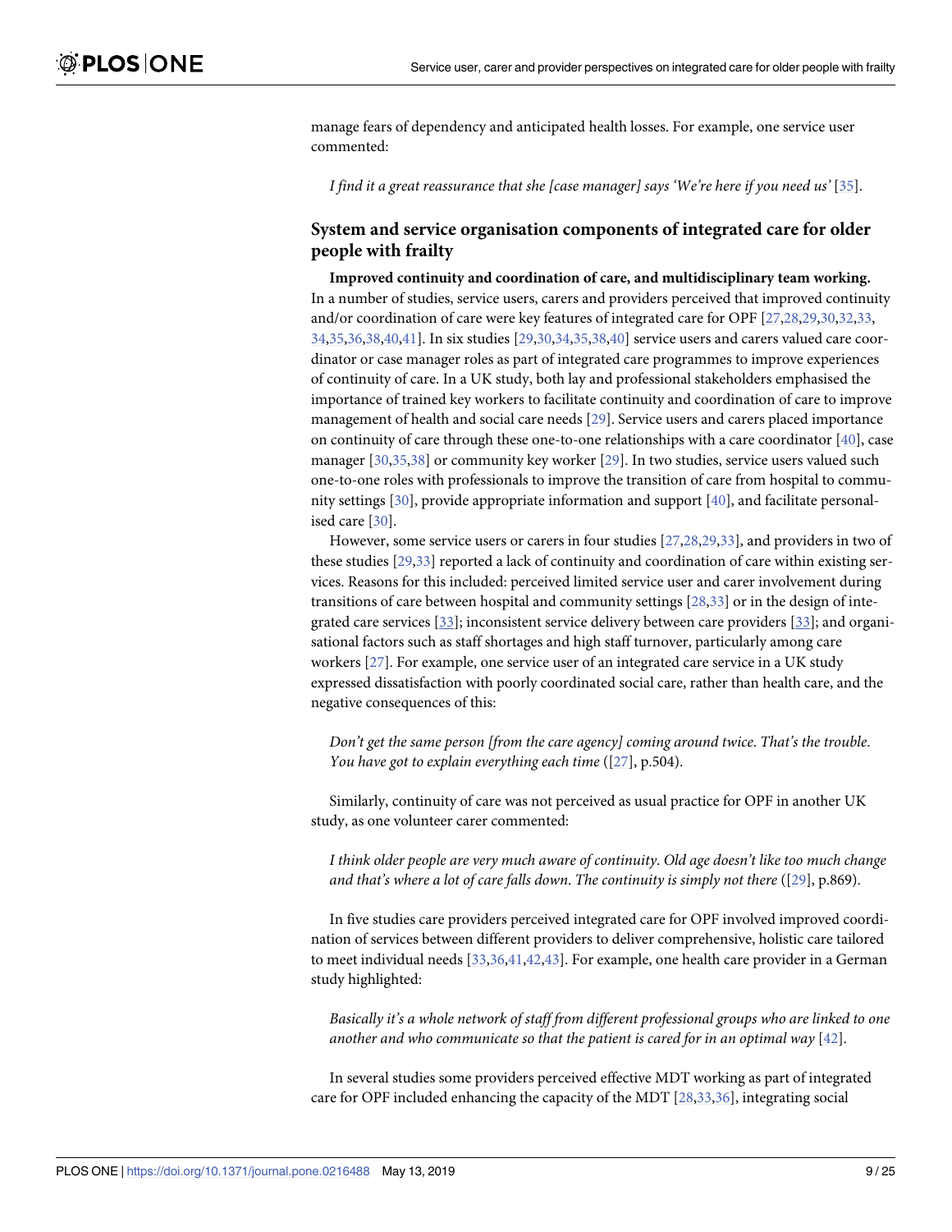manage fears of dependency and anticipated health losses. For example, one service user commented:

*I find it a great reassurance that she [case manager] says 'We're here if you need us'* [35].

## System and service organisation components of integrated care for older people with frailty

**Improved continuity and coordination of care, and multidisciplinary team working.** In a number of studies, service users, carers and providers perceived that improved continuity and/or coordination of care were key features of integrated care for OPF [27,28,29,30,32,33,34,35,36,38,40,41]. In six studies [29,30,34,35,38,40] service users and carers valued care coordinator or case manager roles as part of integrated care programmes to improve experiences of continuity of care. In a UK study, both lay and professional stakeholders emphasised the importance of trained key workers to facilitate continuity and coordination of care to improve management of health and social care needs [29]. Service users and carers placed importance on continuity of care through these one-to-one relationships with a care coordinator [40], case manager [30,35,38] or community key worker [29]. In two studies, service users valued such one-to-one roles with professionals to improve the transition of care from hospital to community settings [30], provide appropriate information and support [40], and facilitate personalised care [30].

However, some service users or carers in four studies [27,28,29,33], and providers in two of these studies [29,33] reported a lack of continuity and coordination of care within existing services. Reasons for this included: perceived limited service user and carer involvement during transitions of care between hospital and community settings [28,33] or in the design of integrated care services [33]; inconsistent service delivery between care providers [33]; and organisational factors such as staff shortages and high staff turnover, particularly among care workers [27]. For example, one service user of an integrated care service in a UK study expressed dissatisfaction with poorly coordinated social care, rather than health care, and the negative consequences of this:

*Don't get the same person [from the care agency] coming around twice. That's the trouble. You have got to explain everything each time* ([27], p.504).

Similarly, continuity of care was not perceived as usual practice for OPF in another UK study, as one volunteer carer commented:

*I think older people are very much aware of continuity. Old age doesn't like too much change and that's where a lot of care falls down. The continuity is simply not there* ([29], p.869).

In five studies care providers perceived integrated care for OPF involved improved coordination of services between different providers to deliver comprehensive, holistic care tailored to meet individual needs [33,36,41,42,43]. For example, one health care provider in a German study highlighted:

*Basically it's a whole network of staff from different professional groups who are linked to one another and who communicate so that the patient is cared for in an optimal way* [42].

In several studies some providers perceived effective MDT working as part of integrated care for OPF included enhancing the capacity of the MDT [28,33,36], integrating social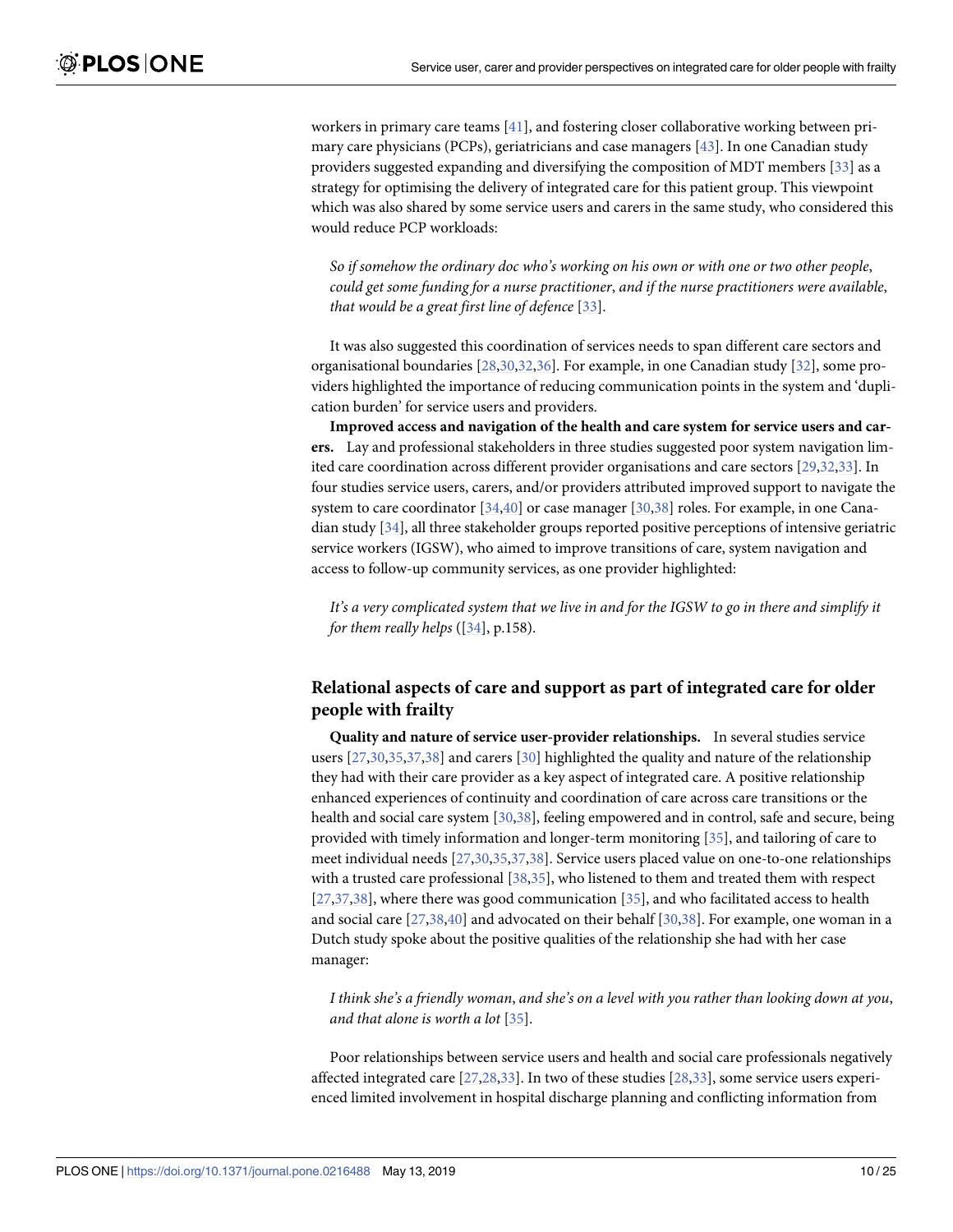workers in primary care teams [41], and fostering closer collaborative working between primary care physicians (PCPs), geriatricians and case managers [43]. In one Canadian study providers suggested expanding and diversifying the composition of MDT members [33] as a strategy for optimising the delivery of integrated care for this patient group. This viewpoint which was also shared by some service users and carers in the same study, who considered this would reduce PCP workloads:

*So if somehow the ordinary doc who's working on his own or with one or two other people, could get some funding for a nurse practitioner, and if the nurse practitioners were available, that would be a great first line of defence* [33].

It was also suggested this coordination of services needs to span different care sectors and organisational boundaries [28,30,32,36]. For example, in one Canadian study [32], some providers highlighted the importance of reducing communication points in the system and 'duplication burden' for service users and providers.

**Improved access and navigation of the health and care system for service users and carers.** Lay and professional stakeholders in three studies suggested poor system navigation limited care coordination across different provider organisations and care sectors [29,32,33]. In four studies service users, carers, and/or providers attributed improved support to navigate the system to care coordinator [34,40] or case manager [30,38] roles. For example, in one Canadian study [34], all three stakeholder groups reported positive perceptions of intensive geriatric service workers (IGSW), who aimed to improve transitions of care, system navigation and access to follow-up community services, as one provider highlighted:

*It's a very complicated system that we live in and for the IGSW to go in there and simplify it for them really helps* ([34], p.158).

### Relational aspects of care and support as part of integrated care for older people with frailty

**Quality and nature of service user-provider relationships.** In several studies service users [27,30,35,37,38] and carers [30] highlighted the quality and nature of the relationship they had with their care provider as a key aspect of integrated care. A positive relationship enhanced experiences of continuity and coordination of care across care transitions or the health and social care system [30,38], feeling empowered and in control, safe and secure, being provided with timely information and longer-term monitoring [35], and tailoring of care to meet individual needs [27,30,35,37,38]. Service users placed value on one-to-one relationships with a trusted care professional [38,35], who listened to them and treated them with respect [27,37,38], where there was good communication [35], and who facilitated access to health and social care [27,38,40] and advocated on their behalf [30,38]. For example, one woman in a Dutch study spoke about the positive qualities of the relationship she had with her case manager:

*I think she's a friendly woman, and she's on a level with you rather than looking down at you, and that alone is worth a lot* [35].

Poor relationships between service users and health and social care professionals negatively affected integrated care [27,28,33]. In two of these studies [28,33], some service users experienced limited involvement in hospital discharge planning and conflicting information from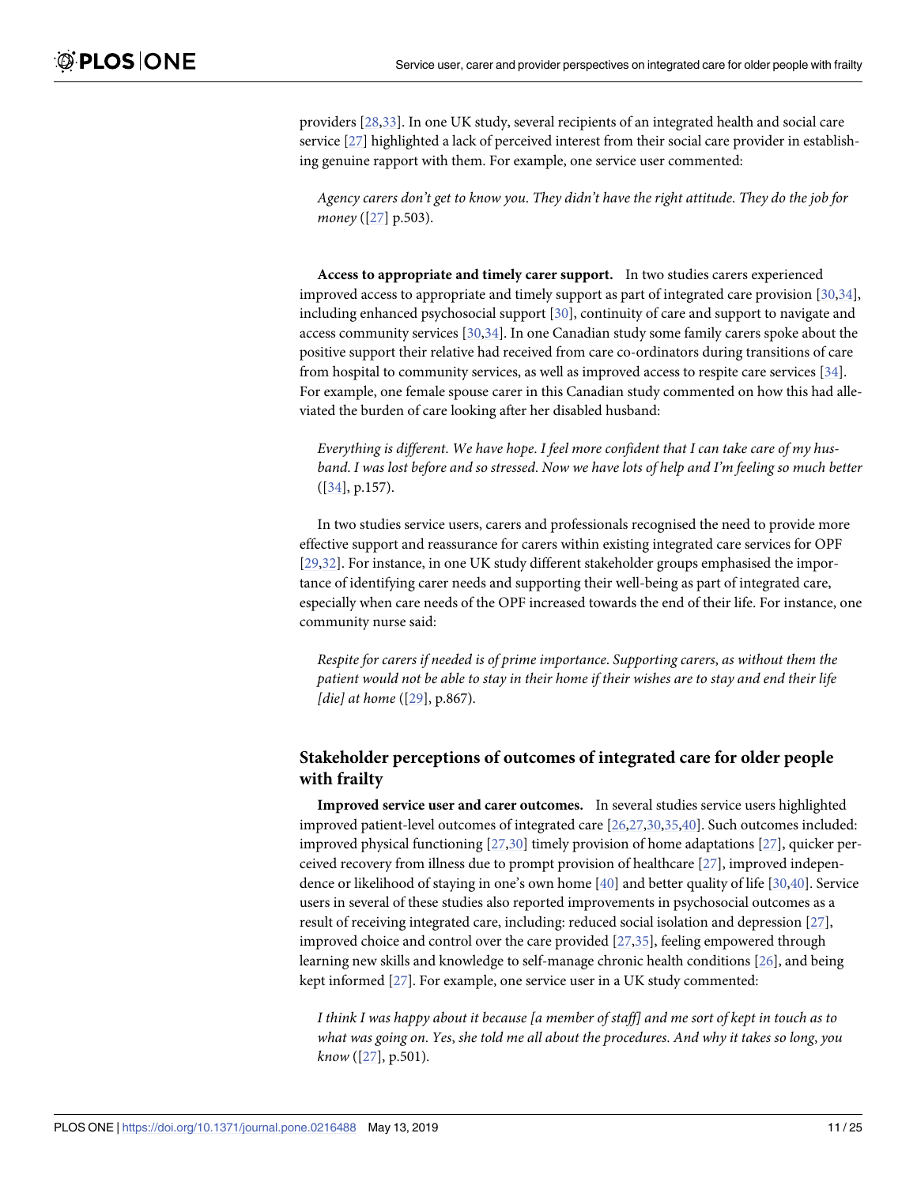providers [28,33]. In one UK study, several recipients of an integrated health and social care service [27] highlighted a lack of perceived interest from their social care provider in establishing genuine rapport with them. For example, one service user commented:

> *Agency carers don't get to know you. They didn't have the right attitude. They do the job for money* ([27] p.503).

**Access to appropriate and timely carer support.** In two studies carers experienced improved access to appropriate and timely support as part of integrated care provision [30,34], including enhanced psychosocial support [30], continuity of care and support to navigate and access community services [30,34]. In one Canadian study some family carers spoke about the positive support their relative had received from care co-ordinators during transitions of care from hospital to community services, as well as improved access to respite care services [34]. For example, one female spouse carer in this Canadian study commented on how this had alleviated the burden of care looking after her disabled husband:

> *Everything is different. We have hope. I feel more confident that I can take care of my husband. I was lost before and so stressed. Now we have lots of help and I'm feeling so much better* ([34], p.157).

In two studies service users, carers and professionals recognised the need to provide more effective support and reassurance for carers within existing integrated care services for OPF [29,32]. For instance, in one UK study different stakeholder groups emphasised the importance of identifying carer needs and supporting their well-being as part of integrated care, especially when care needs of the OPF increased towards the end of their life. For instance, one community nurse said:

> *Respite for carers if needed is of prime importance. Supporting carers, as without them the patient would not be able to stay in their home if their wishes are to stay and end their life [die] at home* ([29], p.867).

### Stakeholder perceptions of outcomes of integrated care for older people with frailty

**Improved service user and carer outcomes.** In several studies service users highlighted improved patient-level outcomes of integrated care [26,27,30,35,40]. Such outcomes included: improved physical functioning [27,30] timely provision of home adaptations [27], quicker perceived recovery from illness due to prompt provision of healthcare [27], improved independence or likelihood of staying in one's own home [40] and better quality of life [30,40]. Service users in several of these studies also reported improvements in psychosocial outcomes as a result of receiving integrated care, including: reduced social isolation and depression [27], improved choice and control over the care provided [27,35], feeling empowered through learning new skills and knowledge to self-manage chronic health conditions [26], and being kept informed [27]. For example, one service user in a UK study commented:

> *I think I was happy about it because [a member of staff] and me sort of kept in touch as to what was going on. Yes, she told me all about the procedures. And why it takes so long, you know* ([27], p.501).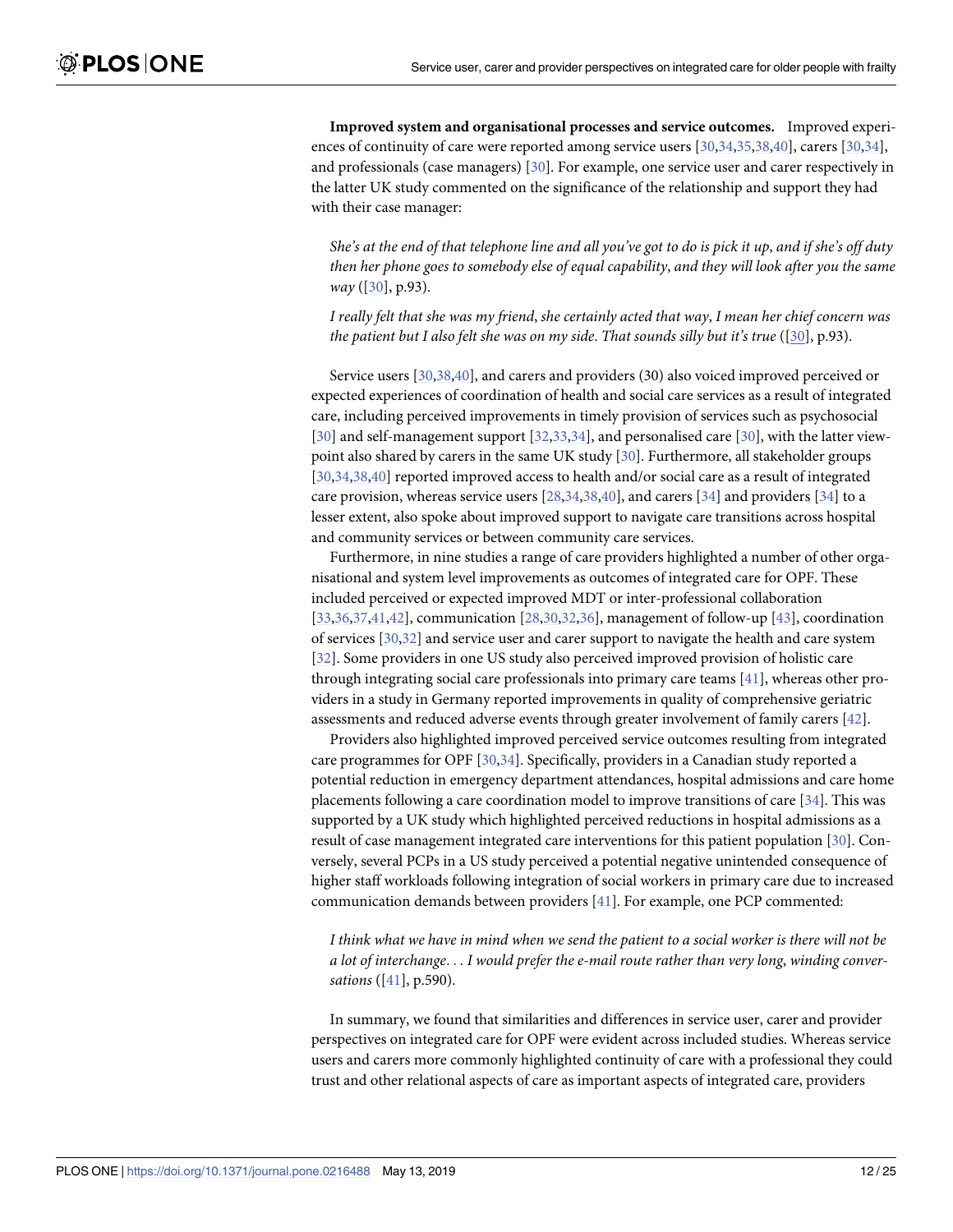**Improved system and organisational processes and service outcomes.** Improved experiences of continuity of care were reported among service users [30,34,35,38,40], carers [30,34], and professionals (case managers) [30]. For example, one service user and carer respectively in the latter UK study commented on the significance of the relationship and support they had with their case manager:

> *She's at the end of that telephone line and all you've got to do is pick it up, and if she's off duty then her phone goes to somebody else of equal capability, and they will look after you the same way* ([30], p.93).

> *I really felt that she was my friend, she certainly acted that way, I mean her chief concern was the patient but I also felt she was on my side. That sounds silly but it's true* ([30], p.93).

Service users [30,38,40], and carers and providers (30) also voiced improved perceived or expected experiences of coordination of health and social care services as a result of integrated care, including perceived improvements in timely provision of services such as psychosocial [30] and self-management support [32,33,34], and personalised care [30], with the latter viewpoint also shared by carers in the same UK study [30]. Furthermore, all stakeholder groups [30,34,38,40] reported improved access to health and/or social care as a result of integrated care provision, whereas service users [28,34,38,40], and carers [34] and providers [34] to a lesser extent, also spoke about improved support to navigate care transitions across hospital and community services or between community care services.

Furthermore, in nine studies a range of care providers highlighted a number of other organisational and system level improvements as outcomes of integrated care for OPF. These included perceived or expected improved MDT or inter-professional collaboration [33,36,37,41,42], communication [28,30,32,36], management of follow-up [43], coordination of services [30,32] and service user and carer support to navigate the health and care system [32]. Some providers in one US study also perceived improved provision of holistic care through integrating social care professionals into primary care teams [41], whereas other providers in a study in Germany reported improvements in quality of comprehensive geriatric assessments and reduced adverse events through greater involvement of family carers [42].

Providers also highlighted improved perceived service outcomes resulting from integrated care programmes for OPF [30,34]. Specifically, providers in a Canadian study reported a potential reduction in emergency department attendances, hospital admissions and care home placements following a care coordination model to improve transitions of care [34]. This was supported by a UK study which highlighted perceived reductions in hospital admissions as a result of case management integrated care interventions for this patient population [30]. Conversely, several PCPs in a US study perceived a potential negative unintended consequence of higher staff workloads following integration of social workers in primary care due to increased communication demands between providers [41]. For example, one PCP commented:

> *I think what we have in mind when we send the patient to a social worker is there will not be a lot of interchange. . . I would prefer the e-mail route rather than very long, winding conversations* ([41], p.590).

In summary, we found that similarities and differences in service user, carer and provider perspectives on integrated care for OPF were evident across included studies. Whereas service users and carers more commonly highlighted continuity of care with a professional they could trust and other relational aspects of care as important aspects of integrated care, providers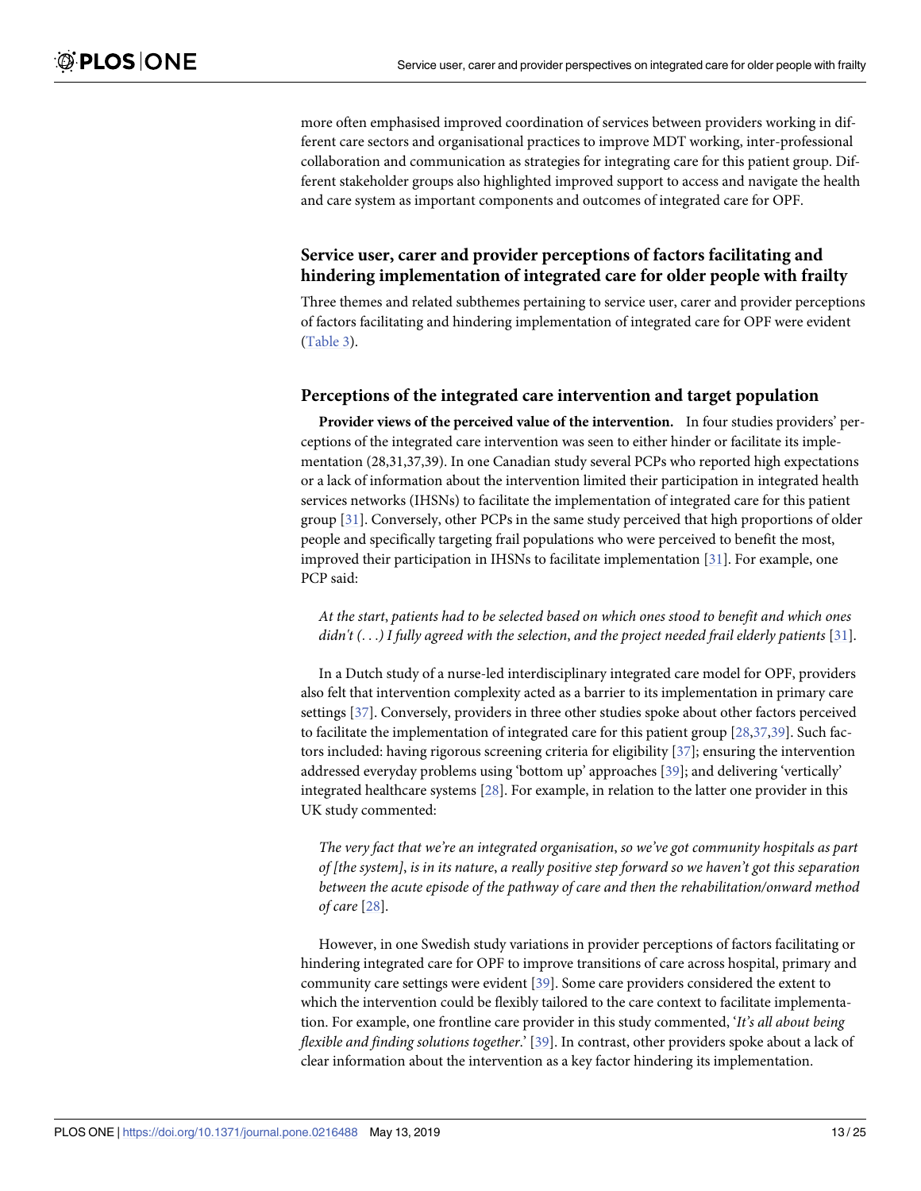more often emphasised improved coordination of services between providers working in different care sectors and organisational practices to improve MDT working, inter-professional collaboration and communication as strategies for integrating care for this patient group. Different stakeholder groups also highlighted improved support to access and navigate the health and care system as important components and outcomes of integrated care for OPF.

## Service user, carer and provider perceptions of factors facilitating and hindering implementation of integrated care for older people with frailty

Three themes and related subthemes pertaining to service user, carer and provider perceptions of factors facilitating and hindering implementation of integrated care for OPF were evident (Table 3).

### Perceptions of the integrated care intervention and target population

**Provider views of the perceived value of the intervention.** In four studies providers' perceptions of the integrated care intervention was seen to either hinder or facilitate its implementation (28,31,37,39). In one Canadian study several PCPs who reported high expectations or a lack of information about the intervention limited their participation in integrated health services networks (IHSNs) to facilitate the implementation of integrated care for this patient group [31]. Conversely, other PCPs in the same study perceived that high proportions of older people and specifically targeting frail populations who were perceived to benefit the most, improved their participation in IHSNs to facilitate implementation [31]. For example, one PCP said:

> *At the start, patients had to be selected based on which ones stood to benefit and which ones didn't (. . .) I fully agreed with the selection, and the project needed frail elderly patients* [31].

In a Dutch study of a nurse-led interdisciplinary integrated care model for OPF, providers also felt that intervention complexity acted as a barrier to its implementation in primary care settings [37]. Conversely, providers in three other studies spoke about other factors perceived to facilitate the implementation of integrated care for this patient group [28,37,39]. Such factors included: having rigorous screening criteria for eligibility [37]; ensuring the intervention addressed everyday problems using 'bottom up' approaches [39]; and delivering 'vertically' integrated healthcare systems [28]. For example, in relation to the latter one provider in this UK study commented:

> *The very fact that we're an integrated organisation, so we've got community hospitals as part of [the system], is in its nature, a really positive step forward so we haven't got this separation between the acute episode of the pathway of care and then the rehabilitation/onward method of care* [28].

However, in one Swedish study variations in provider perceptions of factors facilitating or hindering integrated care for OPF to improve transitions of care across hospital, primary and community care settings were evident [39]. Some care providers considered the extent to which the intervention could be flexibly tailored to the care context to facilitate implementation. For example, one frontline care provider in this study commented, '*It's all about being flexible and finding solutions together*.' [39]. In contrast, other providers spoke about a lack of clear information about the intervention as a key factor hindering its implementation.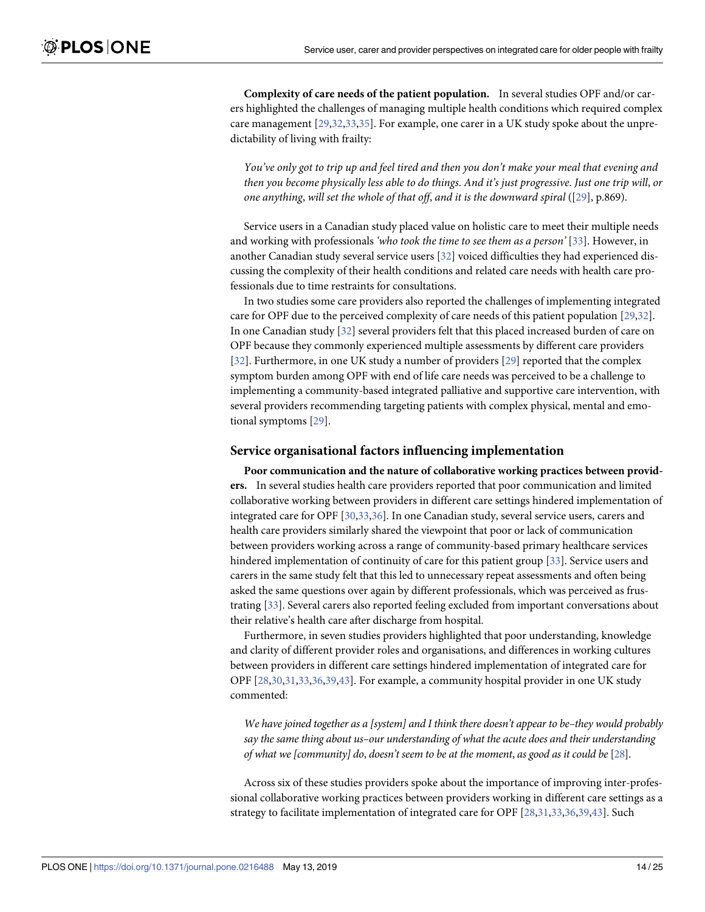**Complexity of care needs of the patient population.** In several studies OPF and/or carers highlighted the challenges of managing multiple health conditions which required complex care management [29,32,33,35]. For example, one carer in a UK study spoke about the unpredictability of living with frailty:

> *You've only got to trip up and feel tired and then you don't make your meal that evening and then you become physically less able to do things. And it's just progressive. Just one trip will, or one anything, will set the whole of that off, and it is the downward spiral* ([29], p.869).

Service users in a Canadian study placed value on holistic care to meet their multiple needs and working with professionals *'who took the time to see them as a person'* [33]. However, in another Canadian study several service users [32] voiced difficulties they had experienced discussing the complexity of their health conditions and related care needs with health care professionals due to time restraints for consultations.

In two studies some care providers also reported the challenges of implementing integrated care for OPF due to the perceived complexity of care needs of this patient population [29,32]. In one Canadian study [32] several providers felt that this placed increased burden of care on OPF because they commonly experienced multiple assessments by different care providers [32]. Furthermore, in one UK study a number of providers [29] reported that the complex symptom burden among OPF with end of life care needs was perceived to be a challenge to implementing a community-based integrated palliative and supportive care intervention, with several providers recommending targeting patients with complex physical, mental and emotional symptoms [29].

## Service organisational factors influencing implementation

**Poor communication and the nature of collaborative working practices between providers.** In several studies health care providers reported that poor communication and limited collaborative working between providers in different care settings hindered implementation of integrated care for OPF [30,33,36]. In one Canadian study, several service users, carers and health care providers similarly shared the viewpoint that poor or lack of communication between providers working across a range of community-based primary healthcare services hindered implementation of continuity of care for this patient group [33]. Service users and carers in the same study felt that this led to unnecessary repeat assessments and often being asked the same questions over again by different professionals, which was perceived as frustrating [33]. Several carers also reported feeling excluded from important conversations about their relative's health care after discharge from hospital.

Furthermore, in seven studies providers highlighted that poor understanding, knowledge and clarity of different provider roles and organisations, and differences in working cultures between providers in different care settings hindered implementation of integrated care for OPF [28,30,31,33,36,39,43]. For example, a community hospital provider in one UK study commented:

> *We have joined together as a [system] and I think there doesn't appear to be–they would probably say the same thing about us–our understanding of what the acute does and their understanding of what we [community] do, doesn't seem to be at the moment, as good as it could be* [28].

Across six of these studies providers spoke about the importance of improving inter-professional collaborative working practices between providers working in different care settings as a strategy to facilitate implementation of integrated care for OPF [28,31,33,36,39,43]. Such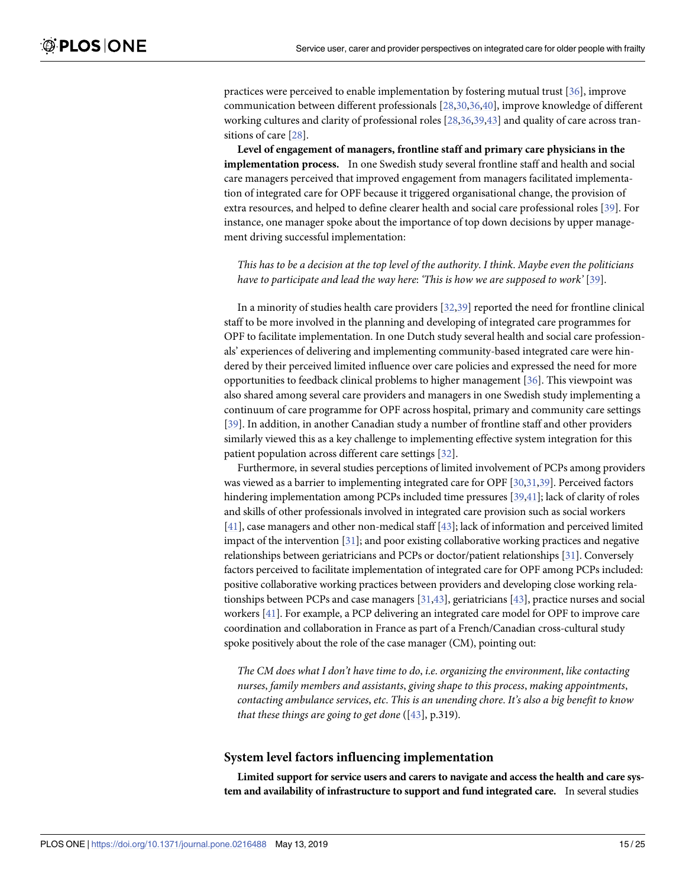practices were perceived to enable implementation by fostering mutual trust [36], improve communication between different professionals [28,30,36,40], improve knowledge of different working cultures and clarity of professional roles [28,36,39,43] and quality of care across transitions of care [28].

**Level of engagement of managers, frontline staff and primary care physicians in the implementation process.** In one Swedish study several frontline staff and health and social care managers perceived that improved engagement from managers facilitated implementation of integrated care for OPF because it triggered organisational change, the provision of extra resources, and helped to define clearer health and social care professional roles [39]. For instance, one manager spoke about the importance of top down decisions by upper management driving successful implementation:

> *This has to be a decision at the top level of the authority. I think. Maybe even the politicians have to participate and lead the way here: 'This is how we are supposed to work'* [39].

In a minority of studies health care providers [32,39] reported the need for frontline clinical staff to be more involved in the planning and developing of integrated care programmes for OPF to facilitate implementation. In one Dutch study several health and social care professionals' experiences of delivering and implementing community-based integrated care were hindered by their perceived limited influence over care policies and expressed the need for more opportunities to feedback clinical problems to higher management [36]. This viewpoint was also shared among several care providers and managers in one Swedish study implementing a continuum of care programme for OPF across hospital, primary and community care settings [39]. In addition, in another Canadian study a number of frontline staff and other providers similarly viewed this as a key challenge to implementing effective system integration for this patient population across different care settings [32].

Furthermore, in several studies perceptions of limited involvement of PCPs among providers was viewed as a barrier to implementing integrated care for OPF [30,31,39]. Perceived factors hindering implementation among PCPs included time pressures [39,41]; lack of clarity of roles and skills of other professionals involved in integrated care provision such as social workers [41], case managers and other non-medical staff [43]; lack of information and perceived limited impact of the intervention [31]; and poor existing collaborative working practices and negative relationships between geriatricians and PCPs or doctor/patient relationships [31]. Conversely factors perceived to facilitate implementation of integrated care for OPF among PCPs included: positive collaborative working practices between providers and developing close working relationships between PCPs and case managers [31,43], geriatricians [43], practice nurses and social workers [41]. For example, a PCP delivering an integrated care model for OPF to improve care coordination and collaboration in France as part of a French/Canadian cross-cultural study spoke positively about the role of the case manager (CM), pointing out:

> *The CM does what I don't have time to do, i.e. organizing the environment, like contacting nurses, family members and assistants, giving shape to this process, making appointments, contacting ambulance services, etc. This is an unending chore. It's also a big benefit to know that these things are going to get done* ([43], p.319).

## System level factors influencing implementation

**Limited support for service users and carers to navigate and access the health and care system and availability of infrastructure to support and fund integrated care.** In several studies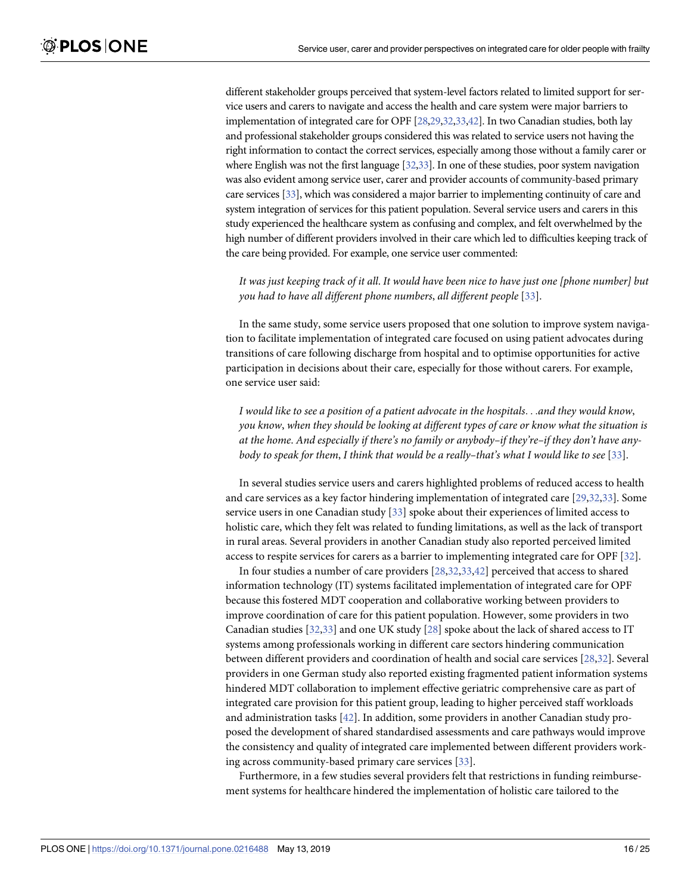different stakeholder groups perceived that system-level factors related to limited support for service users and carers to navigate and access the health and care system were major barriers to implementation of integrated care for OPF [28,29,32,33,42]. In two Canadian studies, both lay and professional stakeholder groups considered this was related to service users not having the right information to contact the correct services, especially among those without a family carer or where English was not the first language [32,33]. In one of these studies, poor system navigation was also evident among service user, carer and provider accounts of community-based primary care services [33], which was considered a major barrier to implementing continuity of care and system integration of services for this patient population. Several service users and carers in this study experienced the healthcare system as confusing and complex, and felt overwhelmed by the high number of different providers involved in their care which led to difficulties keeping track of the care being provided. For example, one service user commented:

> *It was just keeping track of it all. It would have been nice to have just one [phone number] but you had to have all different phone numbers, all different people* [33].

In the same study, some service users proposed that one solution to improve system navigation to facilitate implementation of integrated care focused on using patient advocates during transitions of care following discharge from hospital and to optimise opportunities for active participation in decisions about their care, especially for those without carers. For example, one service user said:

> *I would like to see a position of a patient advocate in the hospitals. . .and they would know, you know, when they should be looking at different types of care or know what the situation is at the home. And especially if there's no family or anybody–if they're–if they don't have anybody to speak for them, I think that would be a really–that's what I would like to see* [33].

In several studies service users and carers highlighted problems of reduced access to health and care services as a key factor hindering implementation of integrated care [29,32,33]. Some service users in one Canadian study [33] spoke about their experiences of limited access to holistic care, which they felt was related to funding limitations, as well as the lack of transport in rural areas. Several providers in another Canadian study also reported perceived limited access to respite services for carers as a barrier to implementing integrated care for OPF [32].

In four studies a number of care providers [28,32,33,42] perceived that access to shared information technology (IT) systems facilitated implementation of integrated care for OPF because this fostered MDT cooperation and collaborative working between providers to improve coordination of care for this patient population. However, some providers in two Canadian studies [32,33] and one UK study [28] spoke about the lack of shared access to IT systems among professionals working in different care sectors hindering communication between different providers and coordination of health and social care services [28,32]. Several providers in one German study also reported existing fragmented patient information systems hindered MDT collaboration to implement effective geriatric comprehensive care as part of integrated care provision for this patient group, leading to higher perceived staff workloads and administration tasks [42]. In addition, some providers in another Canadian study proposed the development of shared standardised assessments and care pathways would improve the consistency and quality of integrated care implemented between different providers working across community-based primary care services [33].

Furthermore, in a few studies several providers felt that restrictions in funding reimbursement systems for healthcare hindered the implementation of holistic care tailored to the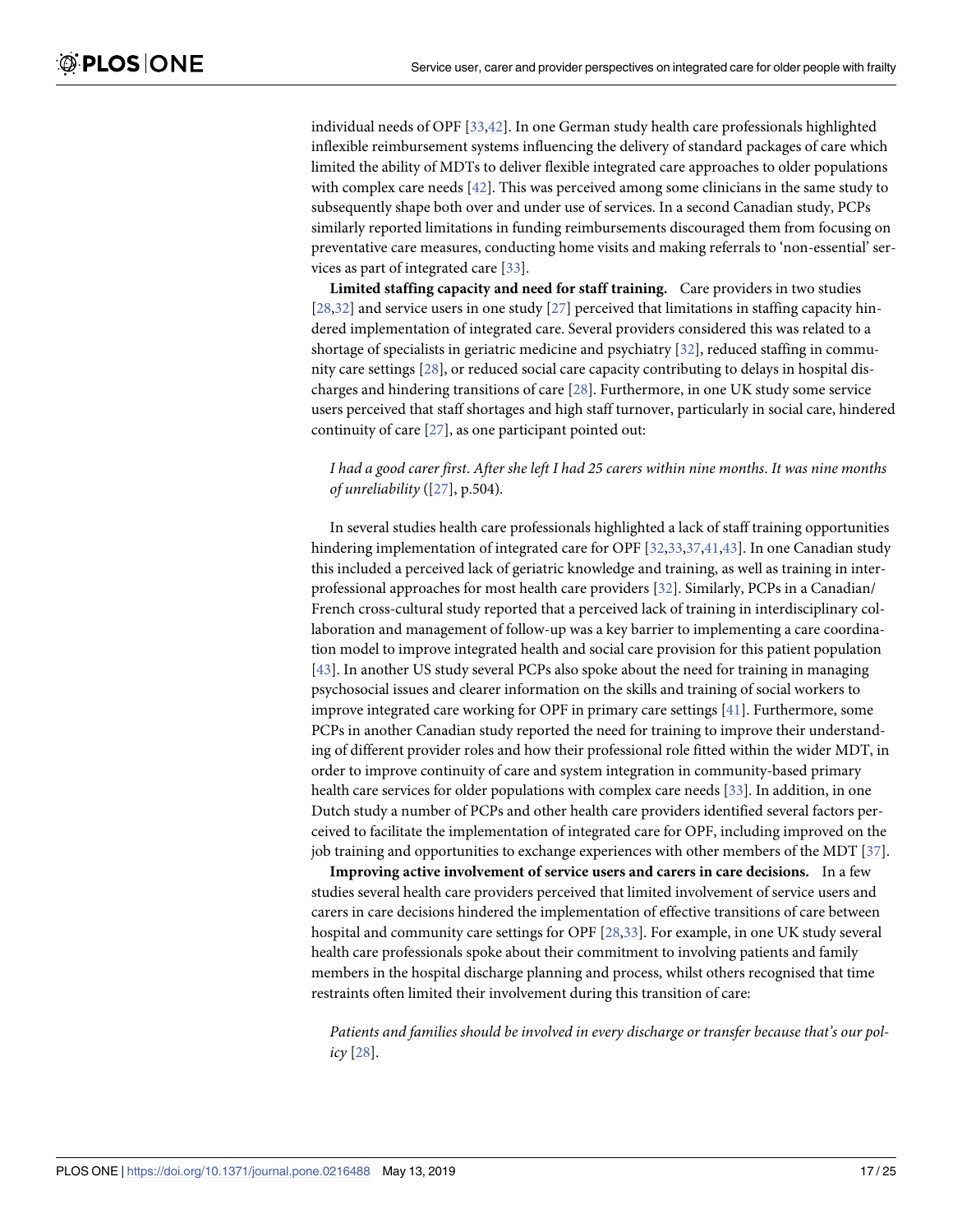individual needs of OPF [33,42]. In one German study health care professionals highlighted inflexible reimbursement systems influencing the delivery of standard packages of care which limited the ability of MDTs to deliver flexible integrated care approaches to older populations with complex care needs [42]. This was perceived among some clinicians in the same study to subsequently shape both over and under use of services. In a second Canadian study, PCPs similarly reported limitations in funding reimbursements discouraged them from focusing on preventative care measures, conducting home visits and making referrals to 'non-essential' services as part of integrated care [33].

**Limited staffing capacity and need for staff training.** Care providers in two studies [28,32] and service users in one study [27] perceived that limitations in staffing capacity hindered implementation of integrated care. Several providers considered this was related to a shortage of specialists in geriatric medicine and psychiatry [32], reduced staffing in community care settings [28], or reduced social care capacity contributing to delays in hospital discharges and hindering transitions of care [28]. Furthermore, in one UK study some service users perceived that staff shortages and high staff turnover, particularly in social care, hindered continuity of care [27], as one participant pointed out:

> *I had a good carer first. After she left I had 25 carers within nine months. It was nine months of unreliability* ([27], p.504).

In several studies health care professionals highlighted a lack of staff training opportunities hindering implementation of integrated care for OPF [32,33,37,41,43]. In one Canadian study this included a perceived lack of geriatric knowledge and training, as well as training in interprofessional approaches for most health care providers [32]. Similarly, PCPs in a Canadian/French cross-cultural study reported that a perceived lack of training in interdisciplinary collaboration and management of follow-up was a key barrier to implementing a care coordination model to improve integrated health and social care provision for this patient population [43]. In another US study several PCPs also spoke about the need for training in managing psychosocial issues and clearer information on the skills and training of social workers to improve integrated care working for OPF in primary care settings [41]. Furthermore, some PCPs in another Canadian study reported the need for training to improve their understanding of different provider roles and how their professional role fitted within the wider MDT, in order to improve continuity of care and system integration in community-based primary health care services for older populations with complex care needs [33]. In addition, in one Dutch study a number of PCPs and other health care providers identified several factors perceived to facilitate the implementation of integrated care for OPF, including improved on the job training and opportunities to exchange experiences with other members of the MDT [37].

**Improving active involvement of service users and carers in care decisions.** In a few studies several health care providers perceived that limited involvement of service users and carers in care decisions hindered the implementation of effective transitions of care between hospital and community care settings for OPF [28,33]. For example, in one UK study several health care professionals spoke about their commitment to involving patients and family members in the hospital discharge planning and process, whilst others recognised that time restraints often limited their involvement during this transition of care:

> *Patients and families should be involved in every discharge or transfer because that's our policy* [28].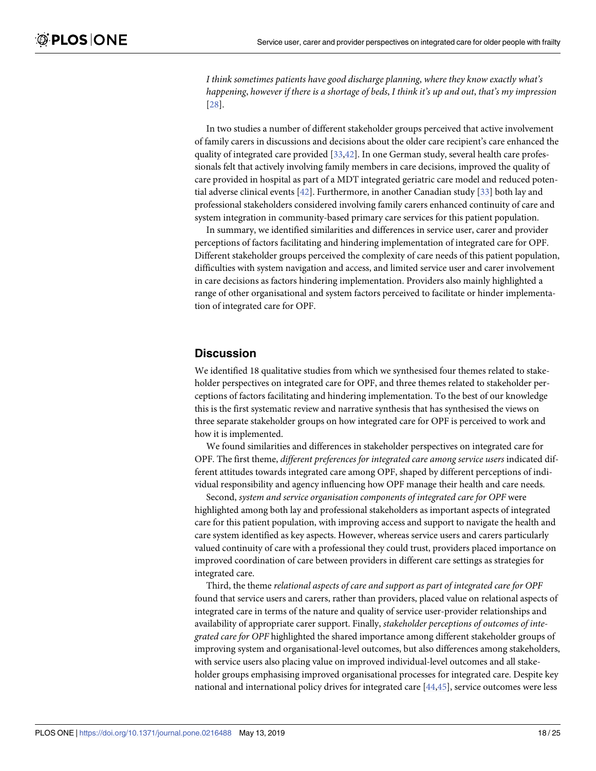*I think sometimes patients have good discharge planning, where they know exactly what's happening, however if there is a shortage of beds, I think it's up and out, that's my impression* [28].

In two studies a number of different stakeholder groups perceived that active involvement of family carers in discussions and decisions about the older care recipient's care enhanced the quality of integrated care provided [33,42]. In one German study, several health care professionals felt that actively involving family members in care decisions, improved the quality of care provided in hospital as part of a MDT integrated geriatric care model and reduced potential adverse clinical events [42]. Furthermore, in another Canadian study [33] both lay and professional stakeholders considered involving family carers enhanced continuity of care and system integration in community-based primary care services for this patient population.

In summary, we identified similarities and differences in service user, carer and provider perceptions of factors facilitating and hindering implementation of integrated care for OPF. Different stakeholder groups perceived the complexity of care needs of this patient population, difficulties with system navigation and access, and limited service user and carer involvement in care decisions as factors hindering implementation. Providers also mainly highlighted a range of other organisational and system factors perceived to facilitate or hinder implementation of integrated care for OPF.

## Discussion

We identified 18 qualitative studies from which we synthesised four themes related to stakeholder perspectives on integrated care for OPF, and three themes related to stakeholder perceptions of factors facilitating and hindering implementation. To the best of our knowledge this is the first systematic review and narrative synthesis that has synthesised the views on three separate stakeholder groups on how integrated care for OPF is perceived to work and how it is implemented.

We found similarities and differences in stakeholder perspectives on integrated care for OPF. The first theme, *different preferences for integrated care among service users* indicated different attitudes towards integrated care among OPF, shaped by different perceptions of individual responsibility and agency influencing how OPF manage their health and care needs.

Second, *system and service organisation components of integrated care for OPF* were highlighted among both lay and professional stakeholders as important aspects of integrated care for this patient population, with improving access and support to navigate the health and care system identified as key aspects. However, whereas service users and carers particularly valued continuity of care with a professional they could trust, providers placed importance on improved coordination of care between providers in different care settings as strategies for integrated care.

Third, the theme *relational aspects of care and support as part of integrated care for OPF* found that service users and carers, rather than providers, placed value on relational aspects of integrated care in terms of the nature and quality of service user-provider relationships and availability of appropriate carer support. Finally, *stakeholder perceptions of outcomes of integrated care for OPF* highlighted the shared importance among different stakeholder groups of improving system and organisational-level outcomes, but also differences among stakeholders, with service users also placing value on improved individual-level outcomes and all stakeholder groups emphasising improved organisational processes for integrated care. Despite key national and international policy drives for integrated care [44,45], service outcomes were less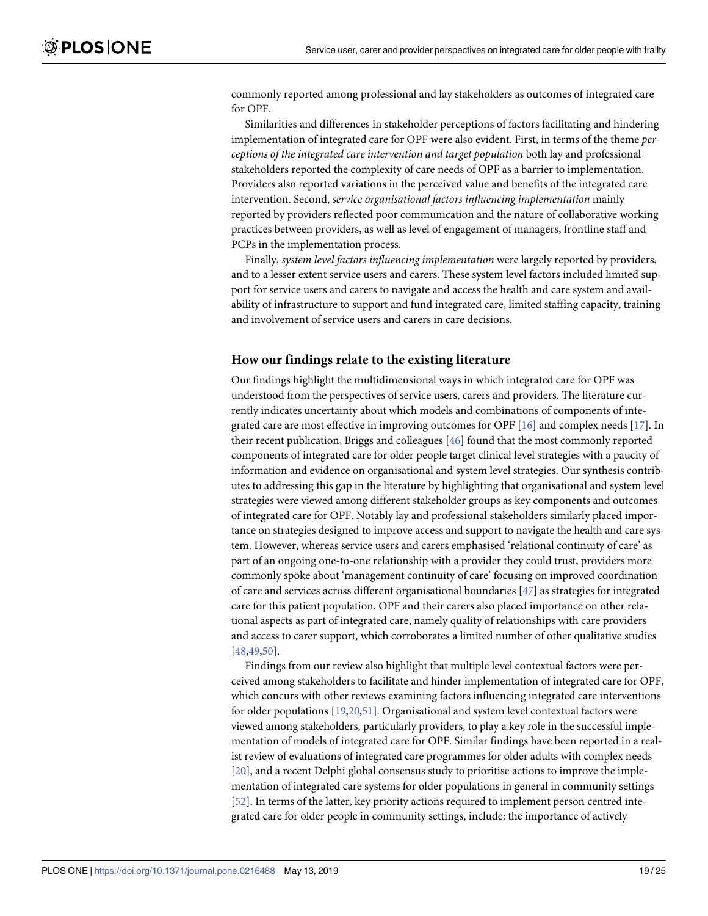commonly reported among professional and lay stakeholders as outcomes of integrated care for OPF.

Similarities and differences in stakeholder perceptions of factors facilitating and hindering implementation of integrated care for OPF were also evident. First, in terms of the theme *perceptions of the integrated care intervention and target population* both lay and professional stakeholders reported the complexity of care needs of OPF as a barrier to implementation. Providers also reported variations in the perceived value and benefits of the integrated care intervention. Second, *service organisational factors influencing implementation* mainly reported by providers reflected poor communication and the nature of collaborative working practices between providers, as well as level of engagement of managers, frontline staff and PCPs in the implementation process.

Finally, *system level factors influencing implementation* were largely reported by providers, and to a lesser extent service users and carers. These system level factors included limited support for service users and carers to navigate and access the health and care system and availability of infrastructure to support and fund integrated care, limited staffing capacity, training and involvement of service users and carers in care decisions.

### How our findings relate to the existing literature

Our findings highlight the multidimensional ways in which integrated care for OPF was understood from the perspectives of service users, carers and providers. The literature currently indicates uncertainty about which models and combinations of components of integrated care are most effective in improving outcomes for OPF [16] and complex needs [17]. In their recent publication, Briggs and colleagues [46] found that the most commonly reported components of integrated care for older people target clinical level strategies with a paucity of information and evidence on organisational and system level strategies. Our synthesis contributes to addressing this gap in the literature by highlighting that organisational and system level strategies were viewed among different stakeholder groups as key components and outcomes of integrated care for OPF. Notably lay and professional stakeholders similarly placed importance on strategies designed to improve access and support to navigate the health and care system. However, whereas service users and carers emphasised 'relational continuity of care' as part of an ongoing one-to-one relationship with a provider they could trust, providers more commonly spoke about 'management continuity of care' focusing on improved coordination of care and services across different organisational boundaries [47] as strategies for integrated care for this patient population. OPF and their carers also placed importance on other relational aspects as part of integrated care, namely quality of relationships with care providers and access to carer support, which corroborates a limited number of other qualitative studies [48,49,50].

Findings from our review also highlight that multiple level contextual factors were perceived among stakeholders to facilitate and hinder implementation of integrated care for OPF, which concurs with other reviews examining factors influencing integrated care interventions for older populations [19,20,51]. Organisational and system level contextual factors were viewed among stakeholders, particularly providers, to play a key role in the successful implementation of models of integrated care for OPF. Similar findings have been reported in a realist review of evaluations of integrated care programmes for older adults with complex needs [20], and a recent Delphi global consensus study to prioritise actions to improve the implementation of integrated care systems for older populations in general in community settings [52]. In terms of the latter, key priority actions required to implement person centred integrated care for older people in community settings, include: the importance of actively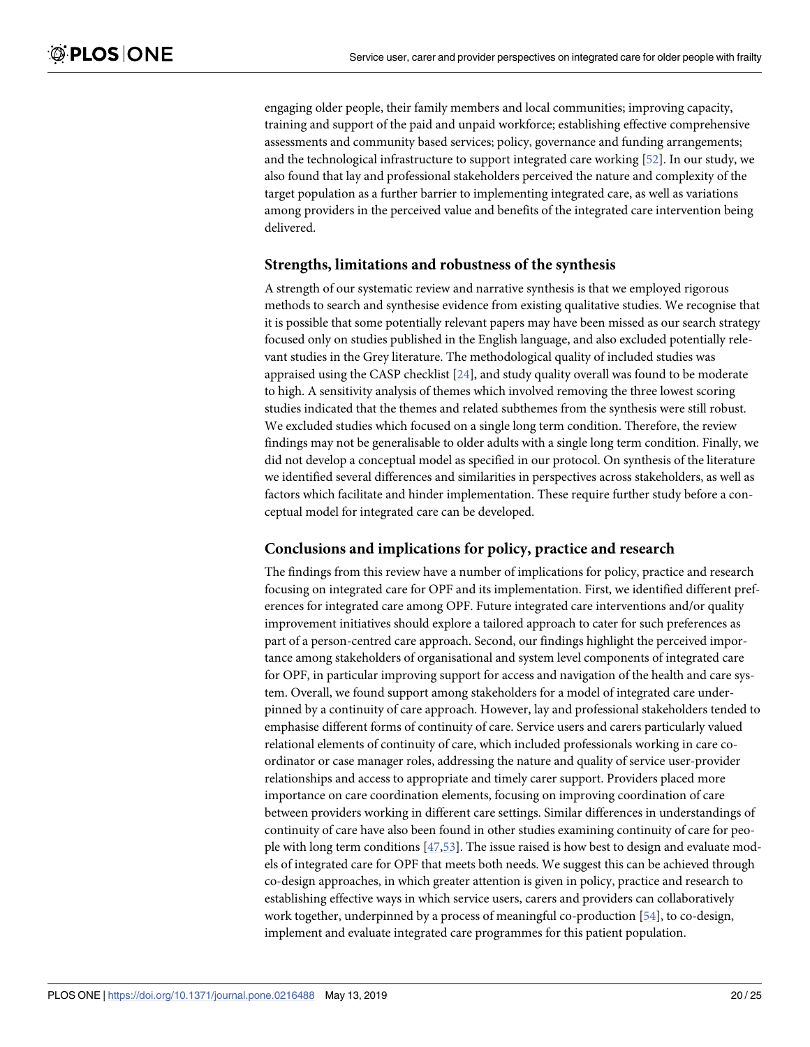engaging older people, their family members and local communities; improving capacity, training and support of the paid and unpaid workforce; establishing effective comprehensive assessments and community based services; policy, governance and funding arrangements; and the technological infrastructure to support integrated care working [52]. In our study, we also found that lay and professional stakeholders perceived the nature and complexity of the target population as a further barrier to implementing integrated care, as well as variations among providers in the perceived value and benefits of the integrated care intervention being delivered.

## Strengths, limitations and robustness of the synthesis

A strength of our systematic review and narrative synthesis is that we employed rigorous methods to search and synthesise evidence from existing qualitative studies. We recognise that it is possible that some potentially relevant papers may have been missed as our search strategy focused only on studies published in the English language, and also excluded potentially relevant studies in the Grey literature. The methodological quality of included studies was appraised using the CASP checklist [24], and study quality overall was found to be moderate to high. A sensitivity analysis of themes which involved removing the three lowest scoring studies indicated that the themes and related subthemes from the synthesis were still robust. We excluded studies which focused on a single long term condition. Therefore, the review findings may not be generalisable to older adults with a single long term condition. Finally, we did not develop a conceptual model as specified in our protocol. On synthesis of the literature we identified several differences and similarities in perspectives across stakeholders, as well as factors which facilitate and hinder implementation. These require further study before a conceptual model for integrated care can be developed.

## Conclusions and implications for policy, practice and research

The findings from this review have a number of implications for policy, practice and research focusing on integrated care for OPF and its implementation. First, we identified different preferences for integrated care among OPF. Future integrated care interventions and/or quality improvement initiatives should explore a tailored approach to cater for such preferences as part of a person-centred care approach. Second, our findings highlight the perceived importance among stakeholders of organisational and system level components of integrated care for OPF, in particular improving support for access and navigation of the health and care system. Overall, we found support among stakeholders for a model of integrated care underpinned by a continuity of care approach. However, lay and professional stakeholders tended to emphasise different forms of continuity of care. Service users and carers particularly valued relational elements of continuity of care, which included professionals working in care co-ordinator or case manager roles, addressing the nature and quality of service user-provider relationships and access to appropriate and timely carer support. Providers placed more importance on care coordination elements, focusing on improving coordination of care between providers working in different care settings. Similar differences in understandings of continuity of care have also been found in other studies examining continuity of care for people with long term conditions [47,53]. The issue raised is how best to design and evaluate models of integrated care for OPF that meets both needs. We suggest this can be achieved through co-design approaches, in which greater attention is given in policy, practice and research to establishing effective ways in which service users, carers and providers can collaboratively work together, underpinned by a process of meaningful co-production [54], to co-design, implement and evaluate integrated care programmes for this patient population.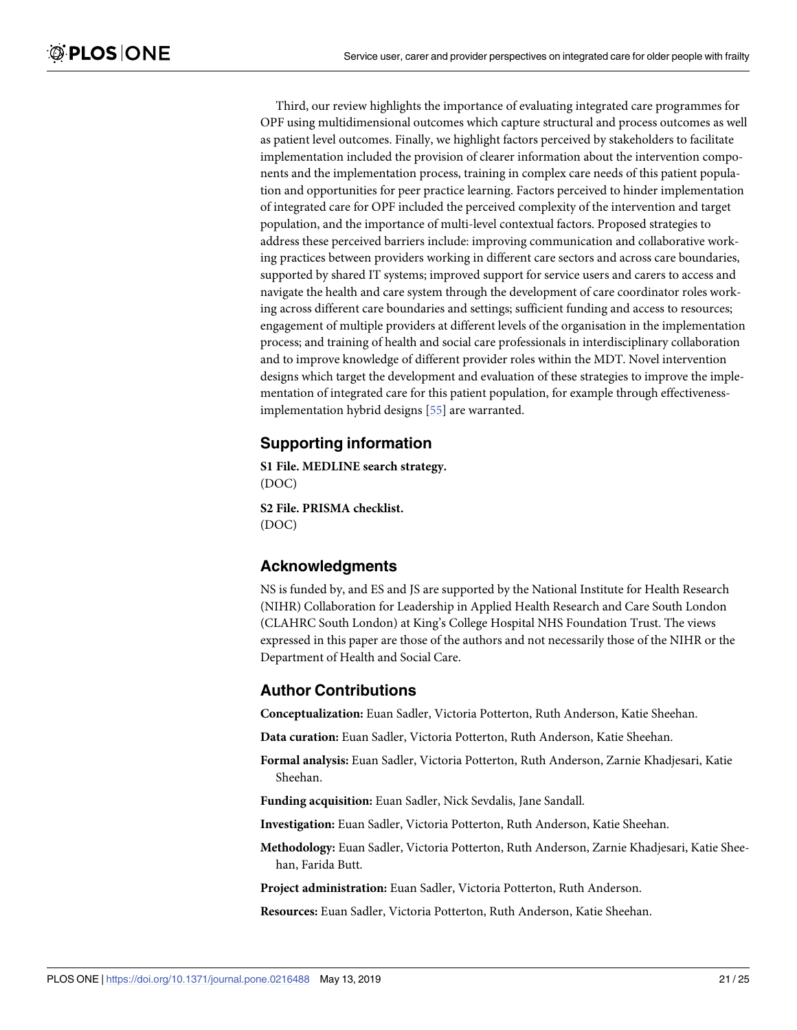Third, our review highlights the importance of evaluating integrated care programmes for OPF using multidimensional outcomes which capture structural and process outcomes as well as patient level outcomes. Finally, we highlight factors perceived by stakeholders to facilitate implementation included the provision of clearer information about the intervention components and the implementation process, training in complex care needs of this patient population and opportunities for peer practice learning. Factors perceived to hinder implementation of integrated care for OPF included the perceived complexity of the intervention and target population, and the importance of multi-level contextual factors. Proposed strategies to address these perceived barriers include: improving communication and collaborative working practices between providers working in different care sectors and across care boundaries, supported by shared IT systems; improved support for service users and carers to access and navigate the health and care system through the development of care coordinator roles working across different care boundaries and settings; sufficient funding and access to resources; engagement of multiple providers at different levels of the organisation in the implementation process; and training of health and social care professionals in interdisciplinary collaboration and to improve knowledge of different provider roles within the MDT. Novel intervention designs which target the development and evaluation of these strategies to improve the implementation of integrated care for this patient population, for example through effectiveness-implementation hybrid designs [55] are warranted.

## Supporting information

**S1 File. MEDLINE search strategy.**
(DOC)

**S2 File. PRISMA checklist.**
(DOC)

## Acknowledgments

NS is funded by, and ES and JS are supported by the National Institute for Health Research (NIHR) Collaboration for Leadership in Applied Health Research and Care South London (CLAHRC South London) at King's College Hospital NHS Foundation Trust. The views expressed in this paper are those of the authors and not necessarily those of the NIHR or the Department of Health and Social Care.

## Author Contributions

**Conceptualization:** Euan Sadler, Victoria Potterton, Ruth Anderson, Katie Sheehan.

**Data curation:** Euan Sadler, Victoria Potterton, Ruth Anderson, Katie Sheehan.

**Formal analysis:** Euan Sadler, Victoria Potterton, Ruth Anderson, Zarnie Khadjesari, Katie Sheehan.

**Funding acquisition:** Euan Sadler, Nick Sevdalis, Jane Sandall.

**Investigation:** Euan Sadler, Victoria Potterton, Ruth Anderson, Katie Sheehan.

**Methodology:** Euan Sadler, Victoria Potterton, Ruth Anderson, Zarnie Khadjesari, Katie Sheehan, Farida Butt.

**Project administration:** Euan Sadler, Victoria Potterton, Ruth Anderson.

**Resources:** Euan Sadler, Victoria Potterton, Ruth Anderson, Katie Sheehan.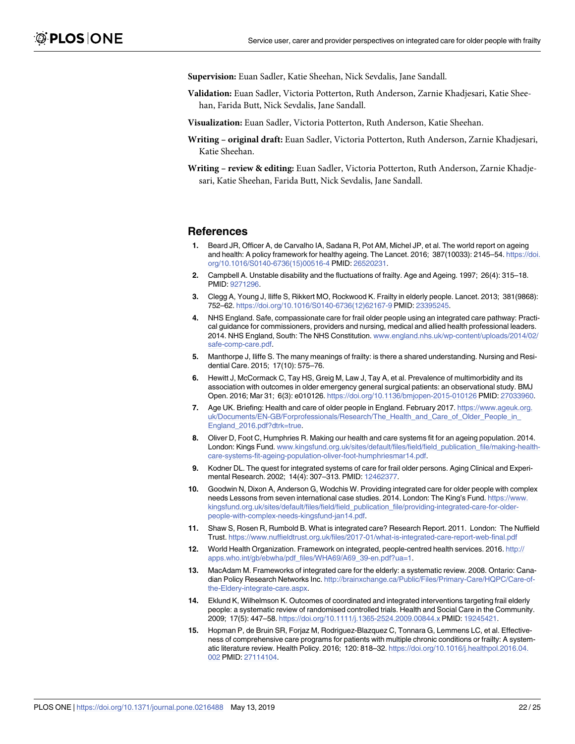**Supervision:** Euan Sadler, Katie Sheehan, Nick Sevdalis, Jane Sandall.

**Validation:** Euan Sadler, Victoria Potterton, Ruth Anderson, Zarnie Khadjesari, Katie Sheehan, Farida Butt, Nick Sevdalis, Jane Sandall.

**Visualization:** Euan Sadler, Victoria Potterton, Ruth Anderson, Katie Sheehan.

**Writing – original draft:** Euan Sadler, Victoria Potterton, Ruth Anderson, Zarnie Khadjesari, Katie Sheehan.

**Writing – review & editing:** Euan Sadler, Victoria Potterton, Ruth Anderson, Zarnie Khadjesari, Katie Sheehan, Farida Butt, Nick Sevdalis, Jane Sandall.

## References

1. Beard JR, Officer A, de Carvalho IA, Sadana R, Pot AM, Michel JP, et al. The world report on ageing and health: A policy framework for healthy ageing. The Lancet. 2016; 387(10033): 2145–54. https://doi.org/10.1016/S0140-6736(15)00516-4 PMID: 26520231.
2. Campbell A. Unstable disability and the fluctuations of frailty. Age and Ageing. 1997; 26(4): 315–18. PMID: 9271296.
3. Clegg A, Young J, Iliffe S, Rikkert MO, Rockwood K. Frailty in elderly people. Lancet. 2013; 381(9868): 752–62. https://doi.org/10.1016/S0140-6736(12)62167-9 PMID: 23395245.
4. NHS England. Safe, compassionate care for frail older people using an integrated care pathway: Practical guidance for commissioners, providers and nursing, medical and allied health professional leaders. 2014. NHS England, South: The NHS Constitution. www.england.nhs.uk/wp-content/uploads/2014/02/safe-comp-care.pdf.
5. Manthorpe J, Iliffe S. The many meanings of frailty: is there a shared understanding. Nursing and Residential Care. 2015; 17(10): 575–76.
6. Hewitt J, McCormack C, Tay HS, Greig M, Law J, Tay A, et al. Prevalence of multimorbidity and its association with outcomes in older emergency general surgical patients: an observational study. BMJ Open. 2016; Mar 31; 6(3): e010126. https://doi.org/10.1136/bmjopen-2015-010126 PMID: 27033960.
7. Age UK. Briefing: Health and care of older people in England. February 2017. https://www.ageuk.org.uk/Documents/EN-GB/Forprofessionals/Research/The_Health_and_Care_of_Older_People_in_England_2016.pdf?dtrk=true.
8. Oliver D, Foot C, Humphries R. Making our health and care systems fit for an ageing population. 2014. London: Kings Fund. www.kingsfund.org.uk/sites/default/files/field/field_publication_file/making-health-care-systems-fit-ageing-population-oliver-foot-humphriesmar14.pdf.
9. Kodner DL. The quest for integrated systems of care for frail older persons. Aging Clinical and Experimental Research. 2002; 14(4): 307–313. PMID: 12462377.
10. Goodwin N, Dixon A, Anderson G, Wodchis W. Providing integrated care for older people with complex needs Lessons from seven international case studies. 2014. London: The King's Fund. https://www.kingsfund.org.uk/sites/default/files/field/field_publication_file/providing-integrated-care-for-older-people-with-complex-needs-kingsfund-jan14.pdf.
11. Shaw S, Rosen R, Rumbold B. What is integrated care? Research Report. 2011. London: The Nuffield Trust. https://www.nuffieldtrust.org.uk/files/2017-01/what-is-integrated-care-report-web-final.pdf
12. World Health Organization. Framework on integrated, people-centred health services. 2016. http://apps.who.int/gb/ebwha/pdf_files/WHA69/A69_39-en.pdf?ua=1.
13. MacAdam M. Frameworks of integrated care for the elderly: a systematic review. 2008. Ontario: Canadian Policy Research Networks Inc. http://brainxchange.ca/Public/Files/Primary-Care/HQPC/Care-of-the-Eldery-integrate-care.aspx.
14. Eklund K, Wilhelmson K. Outcomes of coordinated and integrated interventions targeting frail elderly people: a systematic review of randomised controlled trials. Health and Social Care in the Community. 2009; 17(5): 447–58. https://doi.org/10.1111/j.1365-2524.2009.00844.x PMID: 19245421.
15. Hopman P, de Bruin SR, Forjaz M, Rodriguez-Blazquez C, Tonnara G, Lemmens LC, et al. Effectiveness of comprehensive care programs for patients with multiple chronic conditions or frailty: A systematic literature review. Health Policy. 2016; 120: 818–32. https://doi.org/10.1016/j.healthpol.2016.04.002 PMID: 27114104.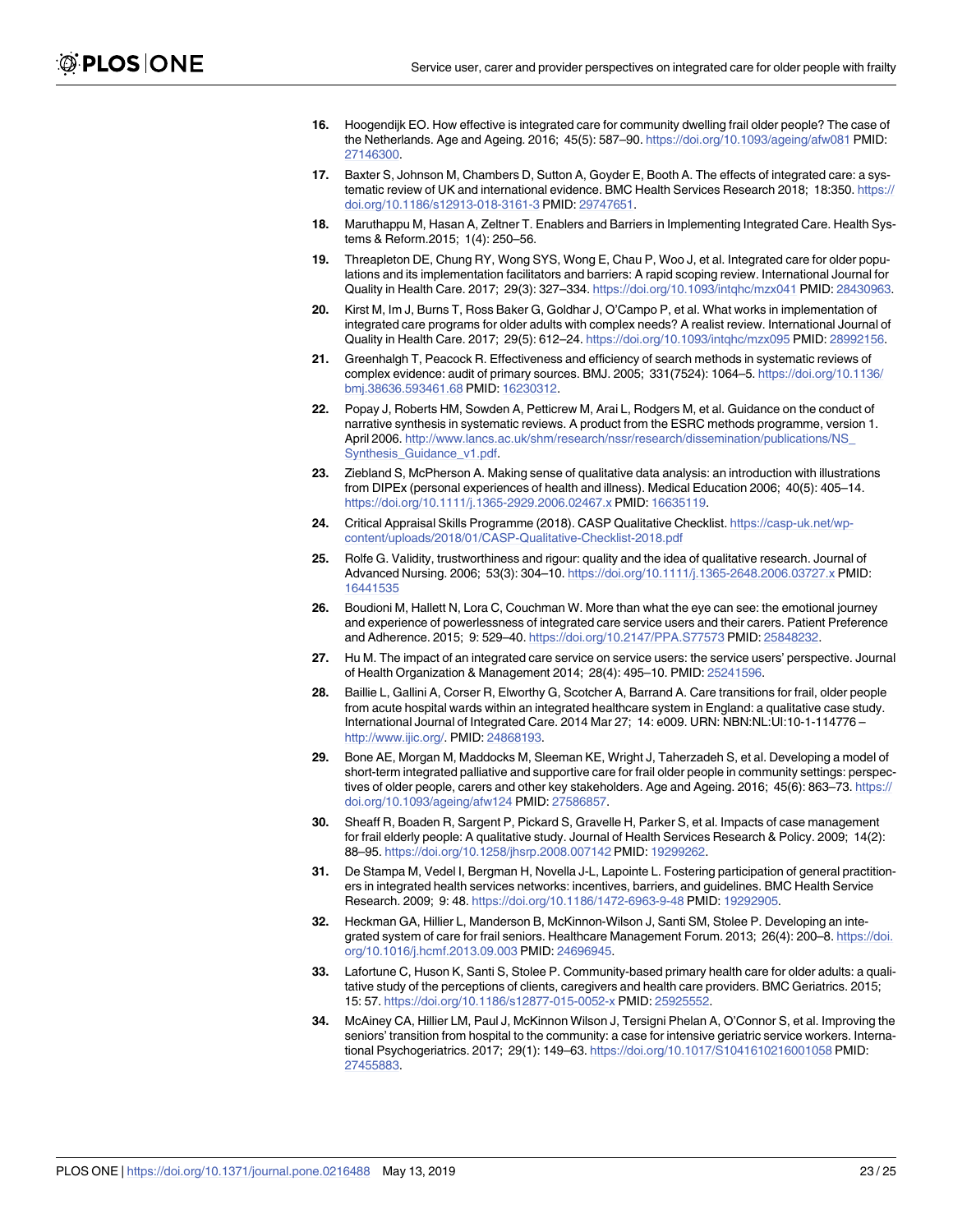16. Hoogendijk EO. How effective is integrated care for community dwelling frail older people? The case of the Netherlands. Age and Ageing. 2016; 45(5): 587–90. https://doi.org/10.1093/ageing/afw081 PMID: 27146300.

17. Baxter S, Johnson M, Chambers D, Sutton A, Goyder E, Booth A. The effects of integrated care: a systematic review of UK and international evidence. BMC Health Services Research 2018; 18:350. https://doi.org/10.1186/s12913-018-3161-3 PMID: 29747651.

18. Maruthappu M, Hasan A, Zeltner T. Enablers and Barriers in Implementing Integrated Care. Health Systems & Reform.2015; 1(4): 250–56.

19. Threapleton DE, Chung RY, Wong SYS, Wong E, Chau P, Woo J, et al. Integrated care for older populations and its implementation facilitators and barriers: A rapid scoping review. International Journal for Quality in Health Care. 2017; 29(3): 327–334. https://doi.org/10.1093/intqhc/mzx041 PMID: 28430963.

20. Kirst M, Im J, Burns T, Ross Baker G, Goldhar J, O'Campo P, et al. What works in implementation of integrated care programs for older adults with complex needs? A realist review. International Journal of Quality in Health Care. 2017; 29(5): 612–24. https://doi.org/10.1093/intqhc/mzx095 PMID: 28992156.

21. Greenhalgh T, Peacock R. Effectiveness and efficiency of search methods in systematic reviews of complex evidence: audit of primary sources. BMJ. 2005; 331(7524): 1064–5. https://doi.org/10.1136/bmj.38636.593461.68 PMID: 16230312.

22. Popay J, Roberts HM, Sowden A, Petticrew M, Arai L, Rodgers M, et al. Guidance on the conduct of narrative synthesis in systematic reviews. A product from the ESRC methods programme, version 1. April 2006. http://www.lancs.ac.uk/shm/research/nssr/research/dissemination/publications/NS_Synthesis_Guidance_v1.pdf.

23. Ziebland S, McPherson A. Making sense of qualitative data analysis: an introduction with illustrations from DIPEx (personal experiences of health and illness). Medical Education 2006; 40(5): 405–14. https://doi.org/10.1111/j.1365-2929.2006.02467.x PMID: 16635119.

24. Critical Appraisal Skills Programme (2018). CASP Qualitative Checklist. https://casp-uk.net/wp-content/uploads/2018/01/CASP-Qualitative-Checklist-2018.pdf

25. Rolfe G. Validity, trustworthiness and rigour: quality and the idea of qualitative research. Journal of Advanced Nursing. 2006; 53(3): 304–10. https://doi.org/10.1111/j.1365-2648.2006.03727.x PMID: 16441535

26. Boudioni M, Hallett N, Lora C, Couchman W. More than what the eye can see: the emotional journey and experience of powerlessness of integrated care service users and their carers. Patient Preference and Adherence. 2015; 9: 529–40. https://doi.org/10.2147/PPA.S77573 PMID: 25848232.

27. Hu M. The impact of an integrated care service on service users: the service users' perspective. Journal of Health Organization & Management 2014; 28(4): 495–510. PMID: 25241596.

28. Baillie L, Gallini A, Corser R, Elworthy G, Scotcher A, Barrand A. Care transitions for frail, older people from acute hospital wards within an integrated healthcare system in England: a qualitative case study. International Journal of Integrated Care. 2014 Mar 27; 14: e009. URN: NBN:NL:UI:10-1-114776 – http://www.ijic.org/. PMID: 24868193.

29. Bone AE, Morgan M, Maddocks M, Sleeman KE, Wright J, Taherzadeh S, et al. Developing a model of short-term integrated palliative and supportive care for frail older people in community settings: perspectives of older people, carers and other key stakeholders. Age and Ageing. 2016; 45(6): 863–73. https://doi.org/10.1093/ageing/afw124 PMID: 27586857.

30. Sheaff R, Boaden R, Sargent P, Pickard S, Gravelle H, Parker S, et al. Impacts of case management for frail elderly people: A qualitative study. Journal of Health Services Research & Policy. 2009; 14(2): 88–95. https://doi.org/10.1258/jhsrp.2008.007142 PMID: 19299262.

31. De Stampa M, Vedel I, Bergman H, Novella J-L, Lapointe L. Fostering participation of general practitioners in integrated health services networks: incentives, barriers, and guidelines. BMC Health Service Research. 2009; 9: 48. https://doi.org/10.1186/1472-6963-9-48 PMID: 19292905.

32. Heckman GA, Hillier L, Manderson B, McKinnon-Wilson J, Santi SM, Stolee P. Developing an integrated system of care for frail seniors. Healthcare Management Forum. 2013; 26(4): 200–8. https://doi.org/10.1016/j.hcmf.2013.09.003 PMID: 24696945.

33. Lafortune C, Huson K, Santi S, Stolee P. Community-based primary health care for older adults: a qualitative study of the perceptions of clients, caregivers and health care providers. BMC Geriatrics. 2015; 15: 57. https://doi.org/10.1186/s12877-015-0052-x PMID: 25925552.

34. McAiney CA, Hillier LM, Paul J, McKinnon Wilson J, Tersigni Phelan A, O'Connor S, et al. Improving the seniors' transition from hospital to the community: a case for intensive geriatric service workers. International Psychogeriatrics. 2017; 29(1): 149–63. https://doi.org/10.1017/S1041610216001058 PMID: 27455883.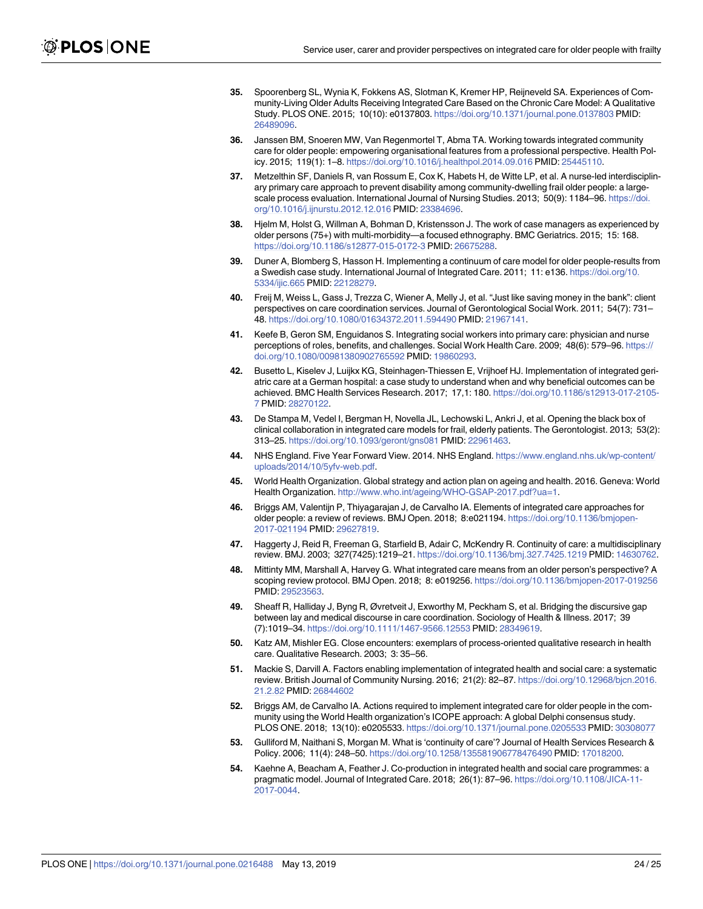35. Spoorenberg SL, Wynia K, Fokkens AS, Slotman K, Kremer HP, Reijneveld SA. Experiences of Community-Living Older Adults Receiving Integrated Care Based on the Chronic Care Model: A Qualitative Study. PLOS ONE. 2015; 10(10): e0137803. https://doi.org/10.1371/journal.pone.0137803 PMID: 26489096.

36. Janssen BM, Snoeren MW, Van Regenmortel T, Abma TA. Working towards integrated community care for older people: empowering organisational features from a professional perspective. Health Policy. 2015; 119(1): 1–8. https://doi.org/10.1016/j.healthpol.2014.09.016 PMID: 25445110.

37. Metzelthin SF, Daniels R, van Rossum E, Cox K, Habets H, de Witte LP, et al. A nurse-led interdisciplinary primary care approach to prevent disability among community-dwelling frail older people: a large-scale process evaluation. International Journal of Nursing Studies. 2013; 50(9): 1184–96. https://doi.org/10.1016/j.ijnurstu.2012.12.016 PMID: 23384696.

38. Hjelm M, Holst G, Willman A, Bohman D, Kristensson J. The work of case managers as experienced by older persons (75+) with multi-morbidity—a focused ethnography. BMC Geriatrics. 2015; 15: 168. https://doi.org/10.1186/s12877-015-0172-3 PMID: 26675288.

39. Duner A, Blomberg S, Hasson H. Implementing a continuum of care model for older people-results from a Swedish case study. International Journal of Integrated Care. 2011; 11: e136. https://doi.org/10.5334/ijic.665 PMID: 22128279.

40. Freij M, Weiss L, Gass J, Trezza C, Wiener A, Melly J, et al. "Just like saving money in the bank": client perspectives on care coordination services. Journal of Gerontological Social Work. 2011; 54(7): 731–48. https://doi.org/10.1080/01634372.2011.594490 PMID: 21967141.

41. Keefe B, Geron SM, Enguidanos S. Integrating social workers into primary care: physician and nurse perceptions of roles, benefits, and challenges. Social Work Health Care. 2009; 48(6): 579–96. https://doi.org/10.1080/00981380902765592 PMID: 19860293.

42. Busetto L, Kiselev J, Luijkx KG, Steinhagen-Thiessen E, Vrijhoef HJ. Implementation of integrated geriatric care at a German hospital: a case study to understand when and why beneficial outcomes can be achieved. BMC Health Services Research. 2017; 17,1: 180. https://doi.org/10.1186/s12913-017-2105-7 PMID: 28270122.

43. De Stampa M, Vedel I, Bergman H, Novella JL, Lechowski L, Ankri J, et al. Opening the black box of clinical collaboration in integrated care models for frail, elderly patients. The Gerontologist. 2013; 53(2): 313–25. https://doi.org/10.1093/geront/gns081 PMID: 22961463.

44. NHS England. Five Year Forward View. 2014. NHS England. https://www.england.nhs.uk/wp-content/uploads/2014/10/5yfv-web.pdf.

45. World Health Organization. Global strategy and action plan on ageing and health. 2016. Geneva: World Health Organization. http://www.who.int/ageing/WHO-GSAP-2017.pdf?ua=1.

46. Briggs AM, Valentijn P, Thiyagarajan J, de Carvalho IA. Elements of integrated care approaches for older people: a review of reviews. BMJ Open. 2018; 8:e021194. https://doi.org/10.1136/bmjopen-2017-021194 PMID: 29627819.

47. Haggerty J, Reid R, Freeman G, Starfield B, Adair C, McKendry R. Continuity of care: a multidisciplinary review. BMJ. 2003; 327(7425):1219–21. https://doi.org/10.1136/bmj.327.7425.1219 PMID: 14630762.

48. Mittinty MM, Marshall A, Harvey G. What integrated care means from an older person's perspective? A scoping review protocol. BMJ Open. 2018; 8: e019256. https://doi.org/10.1136/bmjopen-2017-019256 PMID: 29523563.

49. Sheaff R, Halliday J, Byng R, Øvretveit J, Exworthy M, Peckham S, et al. Bridging the discursive gap between lay and medical discourse in care coordination. Sociology of Health & Illness. 2017; 39 (7):1019–34. https://doi.org/10.1111/1467-9566.12553 PMID: 28349619.

50. Katz AM, Mishler EG. Close encounters: exemplars of process-oriented qualitative research in health care. Qualitative Research. 2003; 3: 35–56.

51. Mackie S, Darvill A. Factors enabling implementation of integrated health and social care: a systematic review. British Journal of Community Nursing. 2016; 21(2): 82–87. https://doi.org/10.12968/bjcn.2016.21.2.82 PMID: 26844602

52. Briggs AM, de Carvalho IA. Actions required to implement integrated care for older people in the community using the World Health organization's ICOPE approach: A global Delphi consensus study. PLOS ONE. 2018; 13(10): e0205533. https://doi.org/10.1371/journal.pone.0205533 PMID: 30308077

53. Gulliford M, Naithani S, Morgan M. What is 'continuity of care'? Journal of Health Services Research & Policy. 2006; 11(4): 248–50. https://doi.org/10.1258/135581906778476490 PMID: 17018200.

54. Kaehne A, Beacham A, Feather J. Co-production in integrated health and social care programmes: a pragmatic model. Journal of Integrated Care. 2018; 26(1): 87–96. https://doi.org/10.1108/JICA-11-2017-0044.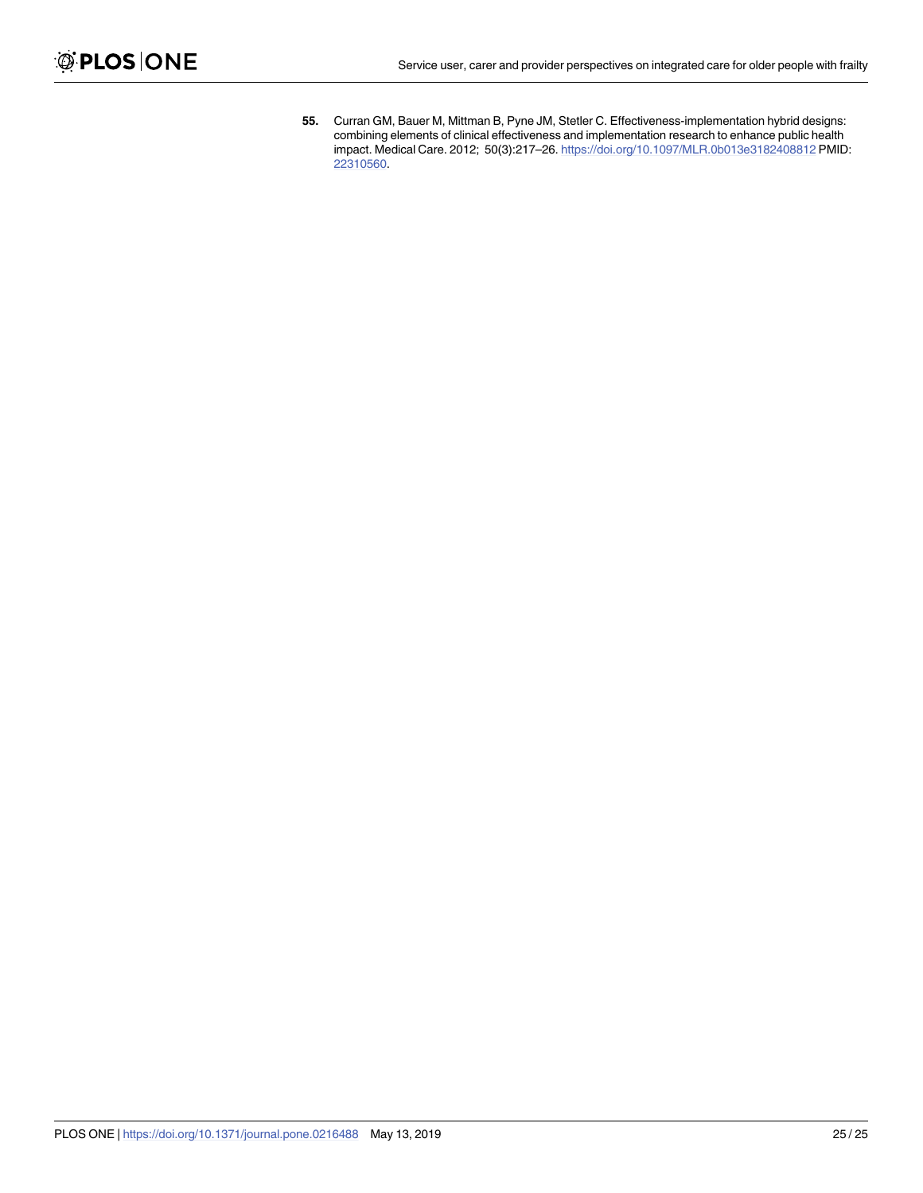55. Curran GM, Bauer M, Mittman B, Pyne JM, Stetler C. Effectiveness-implementation hybrid designs: combining elements of clinical effectiveness and implementation research to enhance public health impact. Medical Care. 2012; 50(3):217–26. https://doi.org/10.1097/MLR.0b013e3182408812 PMID: 22310560.